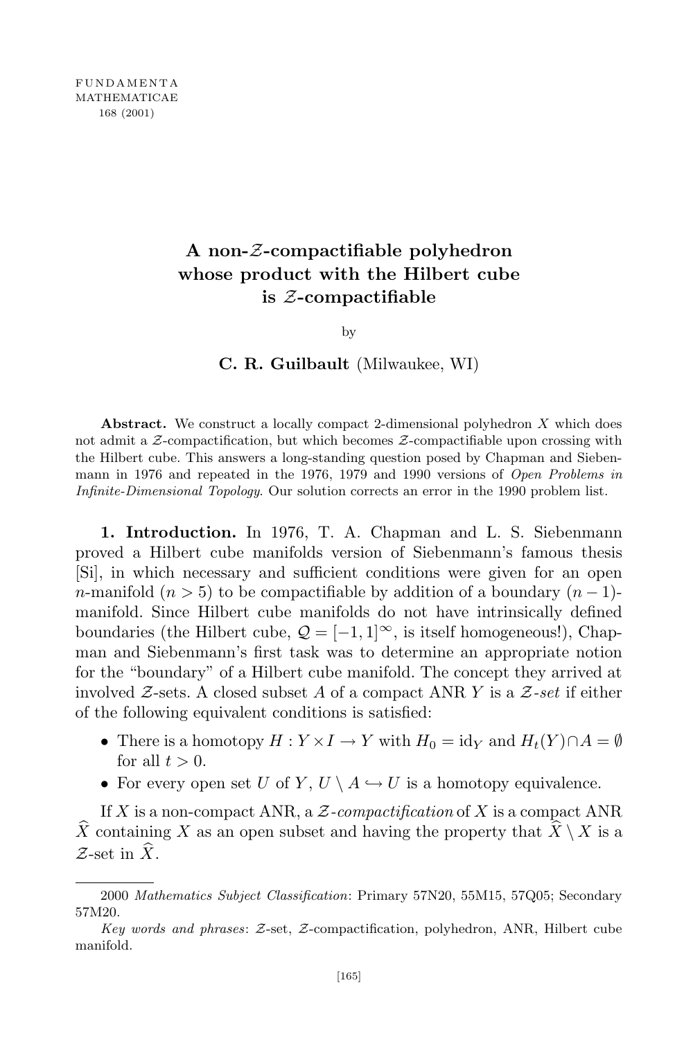# A non-$\mathcal{Z}$-compactifiable polyhedron whose product with the Hilbert cube is $\mathcal{Z}$-compactifiable

by

**C. R. Guilbault** (Milwaukee, WI)

**Abstract.** We construct a locally compact 2-dimensional polyhedron $X$ which does not admit a $\mathcal{Z}$-compactification, but which becomes $\mathcal{Z}$-compactifiable upon crossing with the Hilbert cube. This answers a long-standing question posed by Chapman and Siebenmann in 1976 and repeated in the 1976, 1979 and 1990 versions of *Open Problems in Infinite-Dimensional Topology*. Our solution corrects an error in the 1990 problem list.

**1. Introduction.** In 1976, T. A. Chapman and L. S. Siebenmann proved a Hilbert cube manifolds version of Siebenmann's famous thesis [Si], in which necessary and sufficient conditions were given for an open $n$-manifold ($n > 5$) to be compactifiable by addition of a boundary $(n-1)$-manifold. Since Hilbert cube manifolds do not have intrinsically defined boundaries (the Hilbert cube, $\mathcal{Q} = [-1,1]^{\infty}$, is itself homogeneous!), Chapman and Siebenmann's first task was to determine an appropriate notion for the "boundary" of a Hilbert cube manifold. The concept they arrived at involved $\mathcal{Z}$-sets. A closed subset $A$ of a compact ANR $Y$ is a *$\mathcal{Z}$-set* if either of the following equivalent conditions is satisfied:

- There is a homotopy $H : Y \times I \to Y$ with $H_0 = \mathrm{id}_Y$ and $H_t(Y) \cap A = \emptyset$ for all $t > 0$.
- For every open set $U$ of $Y$, $U \setminus A \hookrightarrow U$ is a homotopy equivalence.

If $X$ is a non-compact ANR, a *$\mathcal{Z}$-compactification* of $X$ is a compact ANR $\widehat{X}$ containing $X$ as an open subset and having the property that $\widehat{X} \setminus X$ is a $\mathcal{Z}$-set in $\widehat{X}$.

2000 *Mathematics Subject Classification*: Primary 57N20, 55M15, 57Q05; Secondary 57M20.

*Key words and phrases*: $\mathcal{Z}$-set, $\mathcal{Z}$-compactification, polyhedron, ANR, Hilbert cube manifold.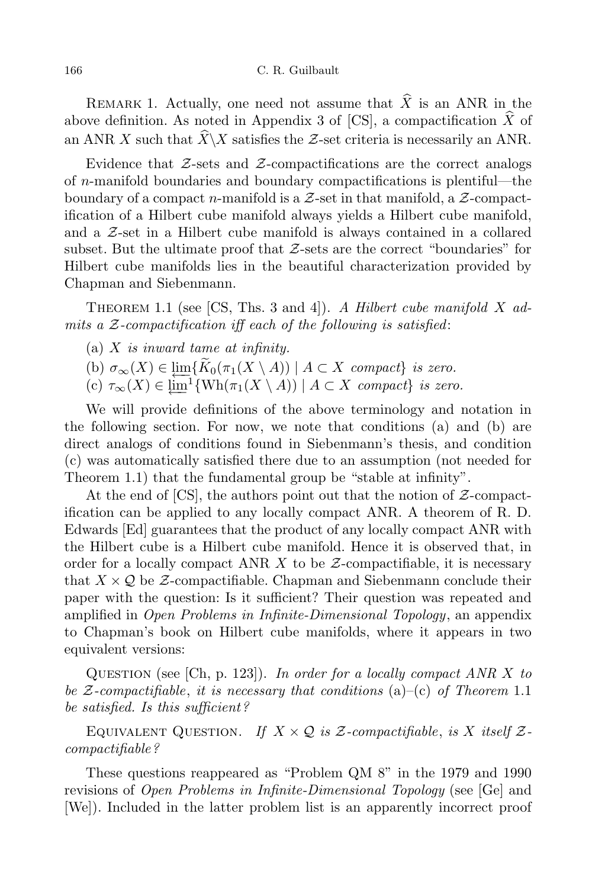Remark 1. Actually, one need not assume that $\widehat{X}$ is an ANR in the above definition. As noted in Appendix 3 of [CS], a compactification $\widehat{X}$ of an ANR $X$ such that $\widehat{X}\backslash X$ satisfies the $\mathcal{Z}$-set criteria is necessarily an ANR.

Evidence that $\mathcal{Z}$-sets and $\mathcal{Z}$-compactifications are the correct analogs of $n$-manifold boundaries and boundary compactifications is plentiful—the boundary of a compact $n$-manifold is a $\mathcal{Z}$-set in that manifold, a $\mathcal{Z}$-compactification of a Hilbert cube manifold always yields a Hilbert cube manifold, and a $\mathcal{Z}$-set in a Hilbert cube manifold is always contained in a collared subset. But the ultimate proof that $\mathcal{Z}$-sets are the correct "boundaries" for Hilbert cube manifolds lies in the beautiful characterization provided by Chapman and Siebenmann.

Theorem 1.1 (see [CS, Ths. 3 and 4]). *A Hilbert cube manifold $X$ admits a $\mathcal{Z}$-compactification iff each of the following is satisfied*:

(a) *$X$ is inward tame at infinity.*
(b) *$\sigma_\infty(X) \in \varprojlim\{\widetilde{K}_0(\pi_1(X \setminus A)) \mid A \subset X \text{ compact}\}$ is zero.*
(c) *$\tau_\infty(X) \in \varprojlim^1\{\mathrm{Wh}(\pi_1(X \setminus A)) \mid A \subset X \text{ compact}\}$ is zero.*

We will provide definitions of the above terminology and notation in the following section. For now, we note that conditions (a) and (b) are direct analogs of conditions found in Siebenmann's thesis, and condition (c) was automatically satisfied there due to an assumption (not needed for Theorem 1.1) that the fundamental group be "stable at infinity".

At the end of [CS], the authors point out that the notion of $\mathcal{Z}$-compactification can be applied to any locally compact ANR. A theorem of R. D. Edwards [Ed] guarantees that the product of any locally compact ANR with the Hilbert cube is a Hilbert cube manifold. Hence it is observed that, in order for a locally compact ANR $X$ to be $\mathcal{Z}$-compactifiable, it is necessary that $X \times \mathcal{Q}$ be $\mathcal{Z}$-compactifiable. Chapman and Siebenmann conclude their paper with the question: Is it sufficient? Their question was repeated and amplified in *Open Problems in Infinite-Dimensional Topology*, an appendix to Chapman's book on Hilbert cube manifolds, where it appears in two equivalent versions:

Question (see [Ch, p. 123]). *In order for a locally compact ANR $X$ to be $\mathcal{Z}$-compactifiable*, *it is necessary that conditions* (a)–(c) *of Theorem* 1.1 *be satisfied. Is this sufficient?*

Equivalent Question. *If $X \times \mathcal{Q}$ is $\mathcal{Z}$-compactifiable*, *is $X$ itself $\mathcal{Z}$-compactifiable?*

These questions reappeared as "Problem QM 8" in the 1979 and 1990 revisions of *Open Problems in Infinite-Dimensional Topology* (see [Ge] and [We]). Included in the latter problem list is an apparently incorrect proof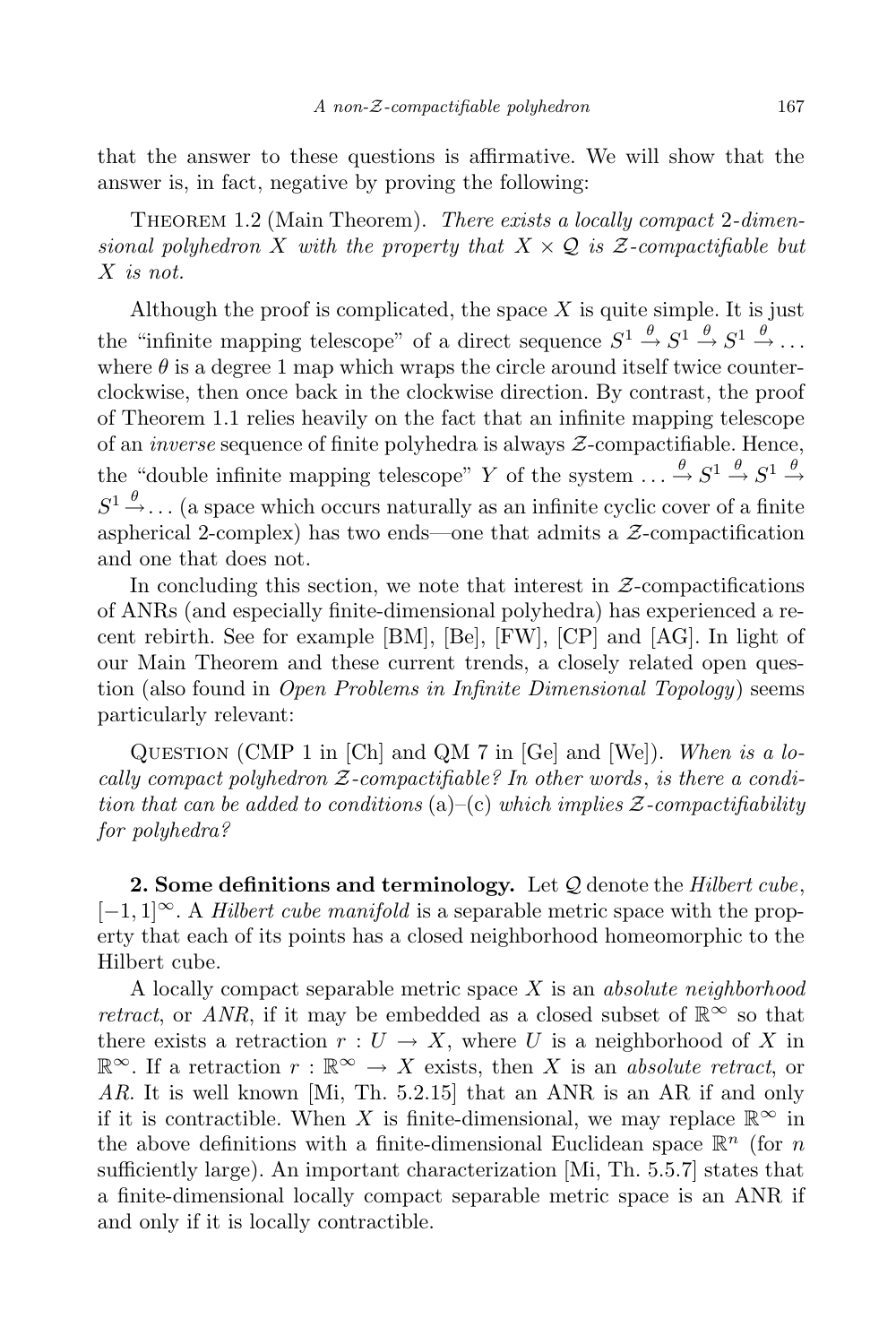that the answer to these questions is affirmative. We will show that the answer is, in fact, negative by proving the following:

Theorem 1.2 (Main Theorem). *There exists a locally compact* 2*-dimensional polyhedron* $X$ *with the property that* $X \times \mathcal{Q}$ *is* $\mathcal{Z}$*-compactifiable but* $X$ *is not.*

Although the proof is complicated, the space $X$ is quite simple. It is just the "infinite mapping telescope" of a direct sequence $S^1 \xrightarrow{\theta} S^1 \xrightarrow{\theta} S^1 \xrightarrow{\theta} \ldots$ where $\theta$ is a degree 1 map which wraps the circle around itself twice counterclockwise, then once back in the clockwise direction. By contrast, the proof of Theorem 1.1 relies heavily on the fact that an infinite mapping telescope of an *inverse* sequence of finite polyhedra is always $\mathcal{Z}$-compactifiable. Hence, the "double infinite mapping telescope" $Y$ of the system $\ldots \xrightarrow{\theta} S^1 \xrightarrow{\theta} S^1 \xrightarrow{\theta} S^1 \xrightarrow{\theta} \ldots$ (a space which occurs naturally as an infinite cyclic cover of a finite aspherical 2-complex) has two ends—one that admits a $\mathcal{Z}$-compactification and one that does not.

In concluding this section, we note that interest in $\mathcal{Z}$-compactifications of ANRs (and especially finite-dimensional polyhedra) has experienced a recent rebirth. See for example [BM], [Be], [FW], [CP] and [AG]. In light of our Main Theorem and these current trends, a closely related open question (also found in *Open Problems in Infinite Dimensional Topology*) seems particularly relevant:

Question (CMP 1 in [Ch] and QM 7 in [Ge] and [We]). *When is a locally compact polyhedron* $\mathcal{Z}$*-compactifiable? In other words*, *is there a condition that can be added to conditions* (a)–(c) *which implies* $\mathcal{Z}$*-compactifiability for polyhedra?*

**2. Some definitions and terminology.** Let $\mathcal{Q}$ denote the *Hilbert cube*, $[-1, 1]^\infty$. A *Hilbert cube manifold* is a separable metric space with the property that each of its points has a closed neighborhood homeomorphic to the Hilbert cube.

A locally compact separable metric space $X$ is an *absolute neighborhood retract*, or *ANR*, if it may be embedded as a closed subset of $\mathbb{R}^\infty$ so that there exists a retraction $r : U \to X$, where $U$ is a neighborhood of $X$ in $\mathbb{R}^\infty$. If a retraction $r : \mathbb{R}^\infty \to X$ exists, then $X$ is an *absolute retract*, or *AR*. It is well known [Mi, Th. 5.2.15] that an ANR is an AR if and only if it is contractible. When $X$ is finite-dimensional, we may replace $\mathbb{R}^\infty$ in the above definitions with a finite-dimensional Euclidean space $\mathbb{R}^n$ (for $n$ sufficiently large). An important characterization [Mi, Th. 5.5.7] states that a finite-dimensional locally compact separable metric space is an ANR if and only if it is locally contractible.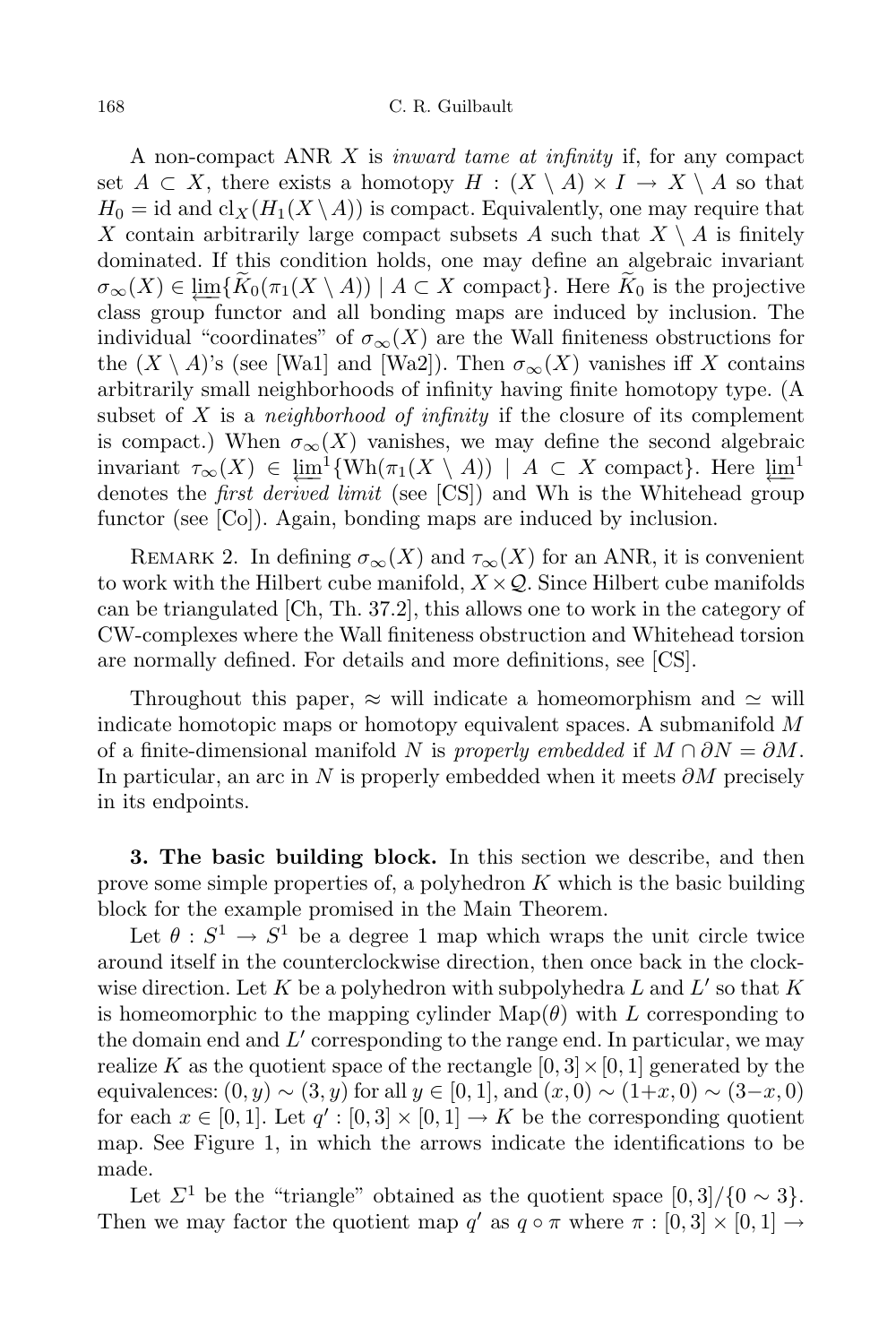A non-compact ANR $X$ is *inward tame at infinity* if, for any compact set $A \subset X$, there exists a homotopy $H : (X \setminus A) \times I \to X \setminus A$ so that $H_0 = \mathrm{id}$ and $\mathrm{cl}_X(H_1(X \setminus A))$ is compact. Equivalently, one may require that $X$ contain arbitrarily large compact subsets $A$ such that $X \setminus A$ is finitely dominated. If this condition holds, one may define an algebraic invariant $\sigma_\infty(X) \in \varprojlim\{\widetilde{K}_0(\pi_1(X \setminus A)) \mid A \subset X \text{ compact}\}$. Here $\widetilde{K}_0$ is the projective class group functor and all bonding maps are induced by inclusion. The individual "coordinates" of $\sigma_\infty(X)$ are the Wall finiteness obstructions for the $(X \setminus A)$'s (see [Wa1] and [Wa2]). Then $\sigma_\infty(X)$ vanishes iff $X$ contains arbitrarily small neighborhoods of infinity having finite homotopy type. (A subset of $X$ is a *neighborhood of infinity* if the closure of its complement is compact.) When $\sigma_\infty(X)$ vanishes, we may define the second algebraic invariant $\tau_\infty(X) \in \varprojlim^1\{\mathrm{Wh}(\pi_1(X \setminus A)) \mid A \subset X \text{ compact}\}$. Here $\varprojlim^1$ denotes the *first derived limit* (see [CS]) and Wh is the Whitehead group functor (see [Co]). Again, bonding maps are induced by inclusion.

Remark 2. In defining $\sigma_\infty(X)$ and $\tau_\infty(X)$ for an ANR, it is convenient to work with the Hilbert cube manifold, $X \times \mathcal{Q}$. Since Hilbert cube manifolds can be triangulated [Ch, Th. 37.2], this allows one to work in the category of CW-complexes where the Wall finiteness obstruction and Whitehead torsion are normally defined. For details and more definitions, see [CS].

Throughout this paper, $\approx$ will indicate a homeomorphism and $\simeq$ will indicate homotopic maps or homotopy equivalent spaces. A submanifold $M$ of a finite-dimensional manifold $N$ is *properly embedded* if $M \cap \partial N = \partial M$. In particular, an arc in $N$ is properly embedded when it meets $\partial M$ precisely in its endpoints.

**3. The basic building block.** In this section we describe, and then prove some simple properties of, a polyhedron $K$ which is the basic building block for the example promised in the Main Theorem.

Let $\theta : S^1 \to S^1$ be a degree 1 map which wraps the unit circle twice around itself in the counterclockwise direction, then once back in the clockwise direction. Let $K$ be a polyhedron with subpolyhedra $L$ and $L'$ so that $K$ is homeomorphic to the mapping cylinder $\mathrm{Map}(\theta)$ with $L$ corresponding to the domain end and $L'$ corresponding to the range end. In particular, we may realize $K$ as the quotient space of the rectangle $[0,3] \times [0,1]$ generated by the equivalences: $(0,y) \sim (3,y)$ for all $y \in [0,1]$, and $(x,0) \sim (1+x,0) \sim (3-x,0)$ for each $x \in [0,1]$. Let $q' : [0,3] \times [0,1] \to K$ be the corresponding quotient map. See Figure 1, in which the arrows indicate the identifications to be made.

Let $\Sigma^1$ be the "triangle" obtained as the quotient space $[0,3]/\{0 \sim 3\}$. Then we may factor the quotient map $q'$ as $q \circ \pi$ where $\pi : [0,3] \times [0,1] \to$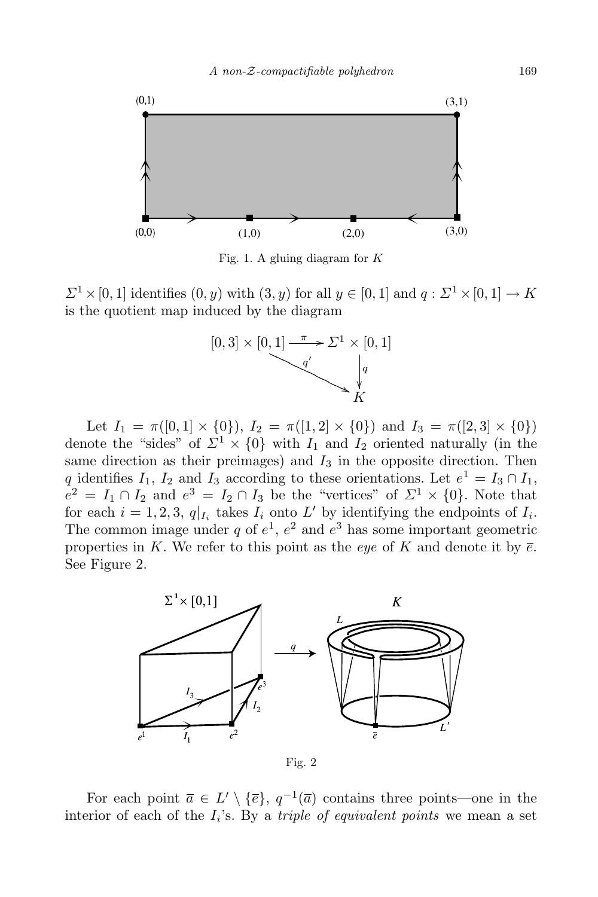Fig. 1. A gluing diagram for $K$

$\Sigma^1 \times [0,1]$ identifies $(0,y)$ with $(3,y)$ for all $y \in [0,1]$ and $q : \Sigma^1 \times [0,1] \to K$ is the quotient map induced by the diagram

$$\begin{array}{ccc} [0,3] \times [0,1] & \xrightarrow{\pi} & \Sigma^1 \times [0,1] \\ & \searrow^{q'} & \downarrow q \\ & & K \end{array}$$

Let $I_1 = \pi([0,1] \times \{0\})$, $I_2 = \pi([1,2] \times \{0\})$ and $I_3 = \pi([2,3] \times \{0\})$ denote the "sides" of $\Sigma^1 \times \{0\}$ with $I_1$ and $I_2$ oriented naturally (in the same direction as their preimages) and $I_3$ in the opposite direction. Then $q$ identifies $I_1$, $I_2$ and $I_3$ according to these orientations. Let $e^1 = I_3 \cap I_1$, $e^2 = I_1 \cap I_2$ and $e^3 = I_2 \cap I_3$ be the "vertices" of $\Sigma^1 \times \{0\}$. Note that for each $i = 1,2,3$, $q|_{I_i}$ takes $I_i$ onto $L'$ by identifying the endpoints of $I_i$. The common image under $q$ of $e^1$, $e^2$ and $e^3$ has some important geometric properties in $K$. We refer to this point as the *eye* of $K$ and denote it by $\overline{e}$. See Figure 2.

Fig. 2

For each point $\overline{a} \in L' \setminus \{\overline{e}\}$, $q^{-1}(\overline{a})$ contains three points—one in the interior of each of the $I_i$'s. By a *triple of equivalent points* we mean a set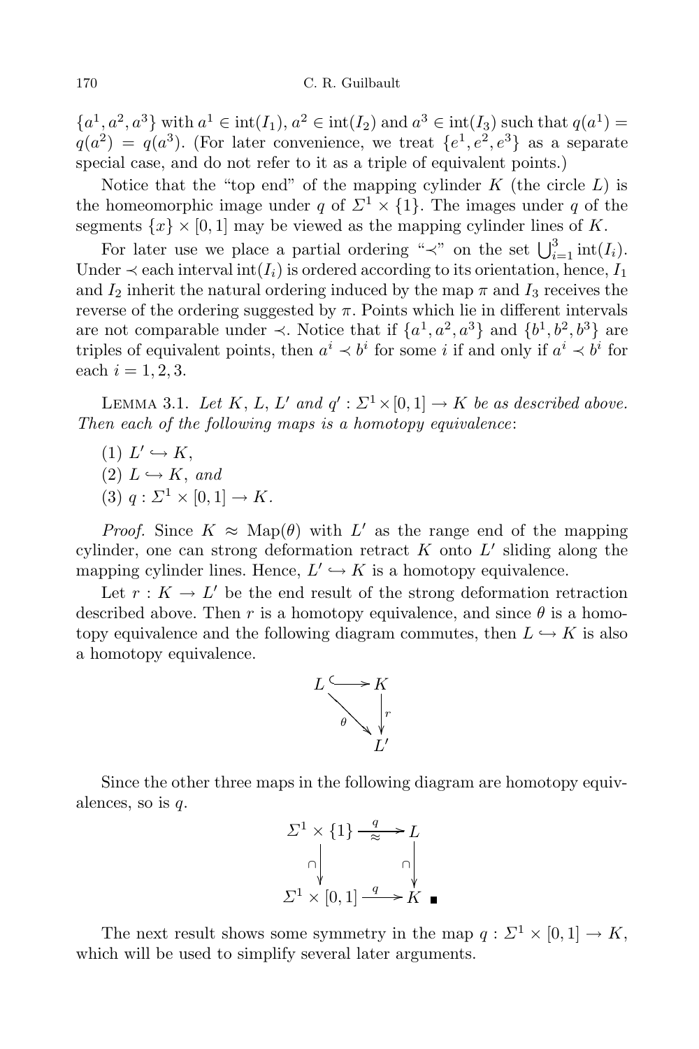$\{a^1, a^2, a^3\}$ with $a^1 \in \text{int}(I_1)$, $a^2 \in \text{int}(I_2)$ and $a^3 \in \text{int}(I_3)$ such that $q(a^1) = q(a^2) = q(a^3)$. (For later convenience, we treat $\{e^1, e^2, e^3\}$ as a separate special case, and do not refer to it as a triple of equivalent points.)

Notice that the "top end" of the mapping cylinder $K$ (the circle $L$) is the homeomorphic image under $q$ of $\Sigma^1 \times \{1\}$. The images under $q$ of the segments $\{x\} \times [0,1]$ may be viewed as the mapping cylinder lines of $K$.

For later use we place a partial ordering "$\prec$" on the set $\bigcup_{i=1}^{3} \text{int}(I_i)$. Under $\prec$ each interval $\text{int}(I_i)$ is ordered according to its orientation, hence, $I_1$ and $I_2$ inherit the natural ordering induced by the map $\pi$ and $I_3$ receives the reverse of the ordering suggested by $\pi$. Points which lie in different intervals are not comparable under $\prec$. Notice that if $\{a^1, a^2, a^3\}$ and $\{b^1, b^2, b^3\}$ are triples of equivalent points, then $a^i \prec b^i$ for some $i$ if and only if $a^i \prec b^i$ for each $i = 1, 2, 3$.

Lemma 3.1. *Let $K$, $L$, $L'$ and $q' : \Sigma^1 \times [0,1] \to K$ be as described above. Then each of the following maps is a homotopy equivalence*:

(1) $L' \hookrightarrow K$,
(2) $L \hookrightarrow K$, *and*
(3) $q : \Sigma^1 \times [0,1] \to K$.

*Proof.* Since $K \approx \text{Map}(\theta)$ with $L'$ as the range end of the mapping cylinder, one can strong deformation retract $K$ onto $L'$ sliding along the mapping cylinder lines. Hence, $L' \hookrightarrow K$ is a homotopy equivalence.

Let $r : K \to L'$ be the end result of the strong deformation retraction described above. Then $r$ is a homotopy equivalence, and since $\theta$ is a homotopy equivalence and the following diagram commutes, then $L \hookrightarrow K$ is also a homotopy equivalence.

$$\begin{array}{ccc} L & \hookrightarrow & K \\ & \searrow^{\theta} & \downarrow r \\ & & L' \end{array}$$

Since the other three maps in the following diagram are homotopy equivalences, so is $q$.

$$\begin{array}{ccc} \Sigma^1 \times \{1\} & \xrightarrow[\approx]{q} & L \\ \cap\downarrow & & \downarrow\cap \\ \Sigma^1 \times [0,1] & \xrightarrow{q} & K \end{array} \quad \blacksquare$$

The next result shows some symmetry in the map $q : \Sigma^1 \times [0,1] \to K$, which will be used to simplify several later arguments.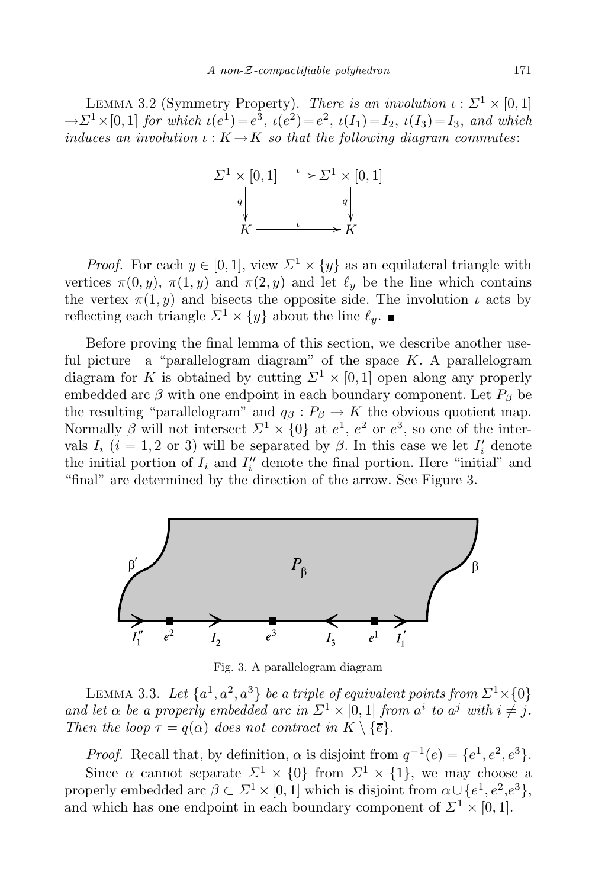Lemma 3.2 (Symmetry Property). *There is an involution $\iota : \Sigma^1 \times [0,1] \to \Sigma^1 \times [0,1]$ for which $\iota(e^1) = e^3$, $\iota(e^2) = e^2$, $\iota(I_1) = I_2$, $\iota(I_3) = I_3$, and which induces an involution $\bar{\iota} : K \to K$ so that the following diagram commutes*:

$$\begin{array}{ccc} \Sigma^1 \times [0,1] & \xrightarrow{\iota} & \Sigma^1 \times [0,1] \\ \downarrow q & & \downarrow q \\ K & \xrightarrow{\bar{\iota}} & K \end{array}$$

*Proof.* For each $y \in [0,1]$, view $\Sigma^1 \times \{y\}$ as an equilateral triangle with vertices $\pi(0,y)$, $\pi(1,y)$ and $\pi(2,y)$ and let $\ell_y$ be the line which contains the vertex $\pi(1,y)$ and bisects the opposite side. The involution $\iota$ acts by reflecting each triangle $\Sigma^1 \times \{y\}$ about the line $\ell_y$. ∎

Before proving the final lemma of this section, we describe another useful picture—a "parallelogram diagram" of the space $K$. A parallelogram diagram for $K$ is obtained by cutting $\Sigma^1 \times [0,1]$ open along any properly embedded arc $\beta$ with one endpoint in each boundary component. Let $P_\beta$ be the resulting "parallelogram" and $q_\beta : P_\beta \to K$ the obvious quotient map. Normally $\beta$ will not intersect $\Sigma^1 \times \{0\}$ at $e^1$, $e^2$ or $e^3$, so one of the intervals $I_i$ ($i = 1, 2$ or $3$) will be separated by $\beta$. In this case we let $I_i'$ denote the initial portion of $I_i$ and $I_i''$ denote the final portion. Here "initial" and "final" are determined by the direction of the arrow. See Figure 3.

Fig. 3. A parallelogram diagram

Lemma 3.3. *Let $\{a^1, a^2, a^3\}$ be a triple of equivalent points from $\Sigma^1 \times \{0\}$ and let $\alpha$ be a properly embedded arc in $\Sigma^1 \times [0,1]$ from $a^i$ to $a^j$ with $i \neq j$. Then the loop $\tau = q(\alpha)$ does not contract in $K \setminus \{\bar{e}\}$.*

*Proof.* Recall that, by definition, $\alpha$ is disjoint from $q^{-1}(\bar{e}) = \{e^1, e^2, e^3\}$.

Since $\alpha$ cannot separate $\Sigma^1 \times \{0\}$ from $\Sigma^1 \times \{1\}$, we may choose a properly embedded arc $\beta \subset \Sigma^1 \times [0,1]$ which is disjoint from $\alpha \cup \{e^1, e^2, e^3\}$, and which has one endpoint in each boundary component of $\Sigma^1 \times [0,1]$.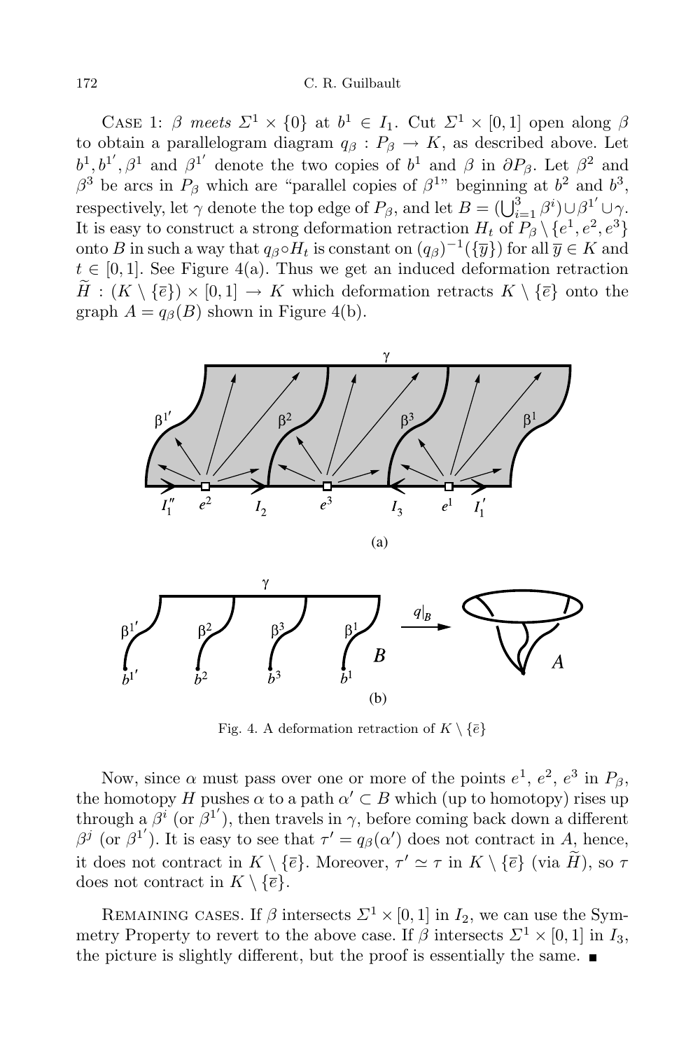CASE 1: *$\beta$ meets $\Sigma^1 \times \{0\}$ at $b^1 \in I_1$.* Cut $\Sigma^1 \times [0,1]$ open along $\beta$ to obtain a parallelogram diagram $q_\beta : P_\beta \to K$, as described above. Let $b^1, b^{1'}, \beta^1$ and $\beta^{1'}$ denote the two copies of $b^1$ and $\beta$ in $\partial P_\beta$. Let $\beta^2$ and $\beta^3$ be arcs in $P_\beta$ which are "parallel copies of $\beta^1$" beginning at $b^2$ and $b^3$, respectively, let $\gamma$ denote the top edge of $P_\beta$, and let $B = (\bigcup_{i=1}^3 \beta^i) \cup \beta^{1'} \cup \gamma$. It is easy to construct a strong deformation retraction $H_t$ of $P_\beta \setminus \{e^1, e^2, e^3\}$ onto $B$ in such a way that $q_\beta \circ H_t$ is constant on $(q_\beta)^{-1}(\{\overline{y}\})$ for all $\overline{y} \in K$ and $t \in [0,1]$. See Figure 4(a). Thus we get an induced deformation retraction $\widetilde{H} : (K \setminus \{\overline{e}\}) \times [0,1] \to K$ which deformation retracts $K \setminus \{\overline{e}\}$ onto the graph $A = q_\beta(B)$ shown in Figure 4(b).

Fig. 4. A deformation retraction of $K \setminus \{\overline{e}\}$

Now, since $\alpha$ must pass over one or more of the points $e^1$, $e^2$, $e^3$ in $P_\beta$, the homotopy $H$ pushes $\alpha$ to a path $\alpha' \subset B$ which (up to homotopy) rises up through a $\beta^i$ (or $\beta^{1'}$), then travels in $\gamma$, before coming back down a different $\beta^j$ (or $\beta^{1'}$). It is easy to see that $\tau' = q_\beta(\alpha')$ does not contract in $A$, hence, it does not contract in $K \setminus \{\overline{e}\}$. Moreover, $\tau' \simeq \tau$ in $K \setminus \{\overline{e}\}$ (via $\widetilde{H}$), so $\tau$ does not contract in $K \setminus \{\overline{e}\}$.

REMAINING CASES. If $\beta$ intersects $\Sigma^1 \times [0,1]$ in $I_2$, we can use the Symmetry Property to revert to the above case. If $\beta$ intersects $\Sigma^1 \times [0,1]$ in $I_3$, the picture is slightly different, but the proof is essentially the same. ∎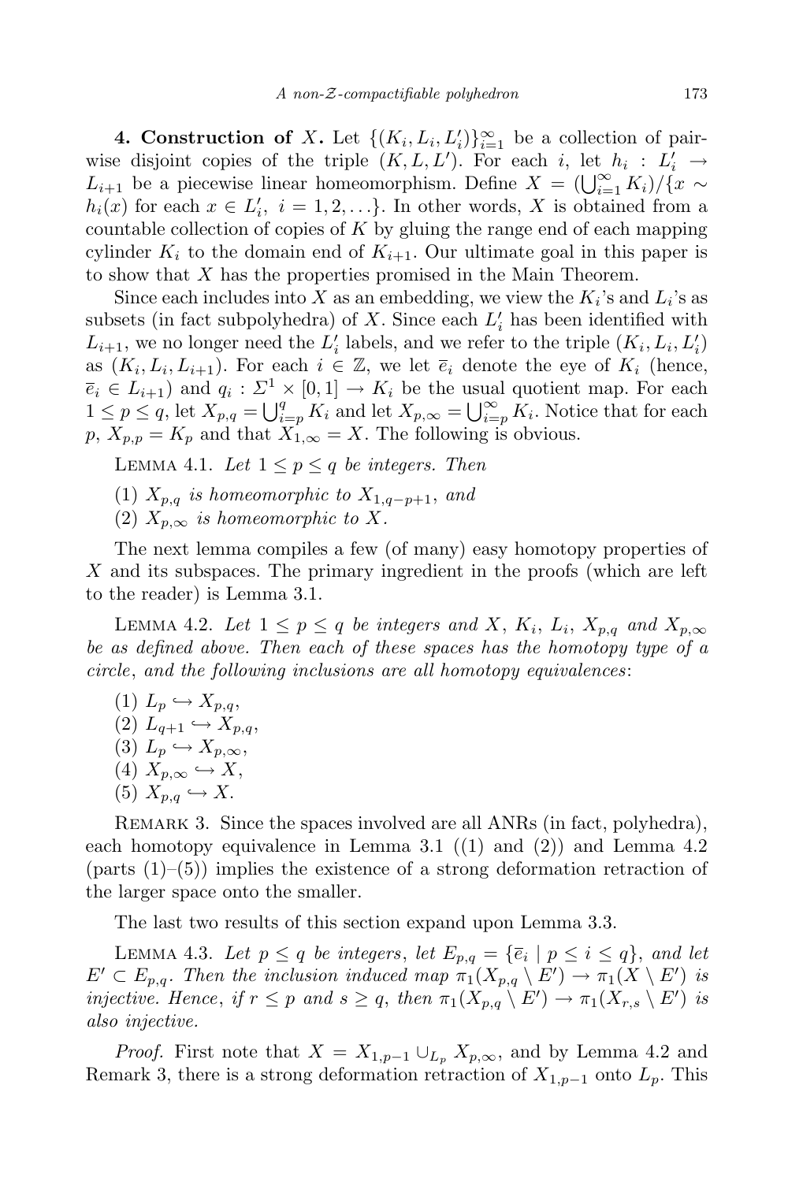**4. Construction of $X$.** Let $\{(K_i, L_i, L_i')\}_{i=1}^{\infty}$ be a collection of pairwise disjoint copies of the triple $(K, L, L')$. For each $i$, let $h_i : L_i' \to L_{i+1}$ be a piecewise linear homeomorphism. Define $X = (\bigcup_{i=1}^{\infty} K_i)/\{x \sim h_i(x) \text{ for each } x \in L_i',\ i = 1, 2, \ldots\}$. In other words, $X$ is obtained from a countable collection of copies of $K$ by gluing the range end of each mapping cylinder $K_i$ to the domain end of $K_{i+1}$. Our ultimate goal in this paper is to show that $X$ has the properties promised in the Main Theorem.

Since each includes into $X$ as an embedding, we view the $K_i$'s and $L_i$'s as subsets (in fact subpolyhedra) of $X$. Since each $L_i'$ has been identified with $L_{i+1}$, we no longer need the $L_i'$ labels, and we refer to the triple $(K_i, L_i, L_i')$ as $(K_i, L_i, L_{i+1})$. For each $i \in \mathbb{Z}$, we let $\overline{e}_i$ denote the eye of $K_i$ (hence, $\overline{e}_i \in L_{i+1}$) and $q_i : \Sigma^1 \times [0,1] \to K_i$ be the usual quotient map. For each $1 \le p \le q$, let $X_{p,q} = \bigcup_{i=p}^{q} K_i$ and let $X_{p,\infty} = \bigcup_{i=p}^{\infty} K_i$. Notice that for each $p$, $X_{p,p} = K_p$ and that $X_{1,\infty} = X$. The following is obvious.

Lemma 4.1. *Let $1 \le p \le q$ be integers. Then*

(1) *$X_{p,q}$ is homeomorphic to $X_{1,q-p+1}$, and*
(2) *$X_{p,\infty}$ is homeomorphic to $X$.*

The next lemma compiles a few (of many) easy homotopy properties of $X$ and its subspaces. The primary ingredient in the proofs (which are left to the reader) is Lemma 3.1.

Lemma 4.2. *Let $1 \le p \le q$ be integers and $X$, $K_i$, $L_i$, $X_{p,q}$ and $X_{p,\infty}$ be as defined above. Then each of these spaces has the homotopy type of a circle, and the following inclusions are all homotopy equivalences*:

(1) $L_p \hookrightarrow X_{p,q}$,
(2) $L_{q+1} \hookrightarrow X_{p,q}$,
(3) $L_p \hookrightarrow X_{p,\infty}$,
(4) $X_{p,\infty} \hookrightarrow X$,
(5) $X_{p,q} \hookrightarrow X$.

Remark 3. Since the spaces involved are all ANRs (in fact, polyhedra), each homotopy equivalence in Lemma 3.1 ((1) and (2)) and Lemma 4.2 (parts (1)–(5)) implies the existence of a strong deformation retraction of the larger space onto the smaller.

The last two results of this section expand upon Lemma 3.3.

Lemma 4.3. *Let $p \le q$ be integers, let $E_{p,q} = \{\overline{e}_i \mid p \le i \le q\}$, and let $E' \subset E_{p,q}$. Then the inclusion induced map $\pi_1(X_{p,q} \setminus E') \to \pi_1(X \setminus E')$ is injective. Hence, if $r \le p$ and $s \ge q$, then $\pi_1(X_{p,q} \setminus E') \to \pi_1(X_{r,s} \setminus E')$ is also injective.*

*Proof.* First note that $X = X_{1,p-1} \cup_{L_p} X_{p,\infty}$, and by Lemma 4.2 and Remark 3, there is a strong deformation retraction of $X_{1,p-1}$ onto $L_p$. This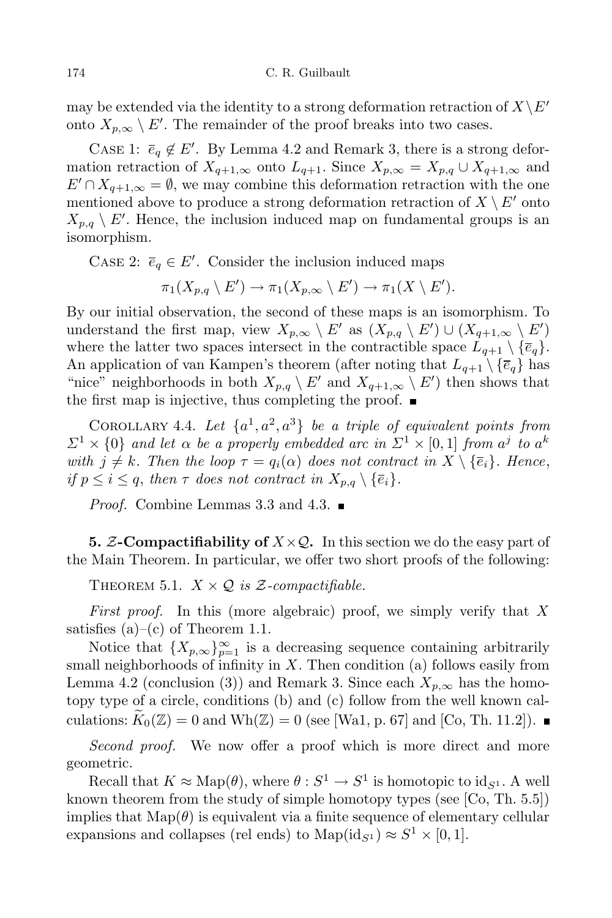may be extended via the identity to a strong deformation retraction of $X \setminus E'$ onto $X_{p,\infty} \setminus E'$. The remainder of the proof breaks into two cases.

Case 1: $\overline{e}_q \notin E'$. By Lemma 4.2 and Remark 3, there is a strong deformation retraction of $X_{q+1,\infty}$ onto $L_{q+1}$. Since $X_{p,\infty} = X_{p,q} \cup X_{q+1,\infty}$ and $E' \cap X_{q+1,\infty} = \emptyset$, we may combine this deformation retraction with the one mentioned above to produce a strong deformation retraction of $X \setminus E'$ onto $X_{p,q} \setminus E'$. Hence, the inclusion induced map on fundamental groups is an isomorphism.

Case 2: $\overline{e}_q \in E'$. Consider the inclusion induced maps

$$\pi_1(X_{p,q} \setminus E') \to \pi_1(X_{p,\infty} \setminus E') \to \pi_1(X \setminus E').$$

By our initial observation, the second of these maps is an isomorphism. To understand the first map, view $X_{p,\infty} \setminus E'$ as $(X_{p,q} \setminus E') \cup (X_{q+1,\infty} \setminus E')$ where the latter two spaces intersect in the contractible space $L_{q+1} \setminus \{\overline{e}_q\}$. An application of van Kampen's theorem (after noting that $L_{q+1} \setminus \{\overline{e}_q\}$ has "nice" neighborhoods in both $X_{p,q} \setminus E'$ and $X_{q+1,\infty} \setminus E'$) then shows that the first map is injective, thus completing the proof. ∎

Corollary 4.4. *Let $\{a^1, a^2, a^3\}$ be a triple of equivalent points from $\Sigma^1 \times \{0\}$ and let $\alpha$ be a properly embedded arc in $\Sigma^1 \times [0,1]$ from $a^j$ to $a^k$ with $j \neq k$. Then the loop $\tau = q_i(\alpha)$ does not contract in $X \setminus \{\overline{e}_i\}$. Hence, if $p \leq i \leq q$, then $\tau$ does not contract in $X_{p,q} \setminus \{\overline{e}_i\}$.*

*Proof.* Combine Lemmas 3.3 and 4.3. ∎

**5. $\mathcal{Z}$-Compactifiability of $X \times \mathcal{Q}$.** In this section we do the easy part of the Main Theorem. In particular, we offer two short proofs of the following:

Theorem 5.1. *$X \times \mathcal{Q}$ is $\mathcal{Z}$-compactifiable.*

*First proof.* In this (more algebraic) proof, we simply verify that $X$ satisfies (a)–(c) of Theorem 1.1.

Notice that $\{X_{p,\infty}\}_{p=1}^{\infty}$ is a decreasing sequence containing arbitrarily small neighborhoods of infinity in $X$. Then condition (a) follows easily from Lemma 4.2 (conclusion (3)) and Remark 3. Since each $X_{p,\infty}$ has the homotopy type of a circle, conditions (b) and (c) follow from the well known calculations: $\widetilde{K}_0(\mathbb{Z}) = 0$ and $\mathrm{Wh}(\mathbb{Z}) = 0$ (see [Wa1, p. 67] and [Co, Th. 11.2]). ∎

*Second proof.* We now offer a proof which is more direct and more geometric.

Recall that $K \approx \mathrm{Map}(\theta)$, where $\theta : S^1 \to S^1$ is homotopic to $\mathrm{id}_{S^1}$. A well known theorem from the study of simple homotopy types (see [Co, Th. 5.5]) implies that $\mathrm{Map}(\theta)$ is equivalent via a finite sequence of elementary cellular expansions and collapses (rel ends) to $\mathrm{Map}(\mathrm{id}_{S^1}) \approx S^1 \times [0,1]$.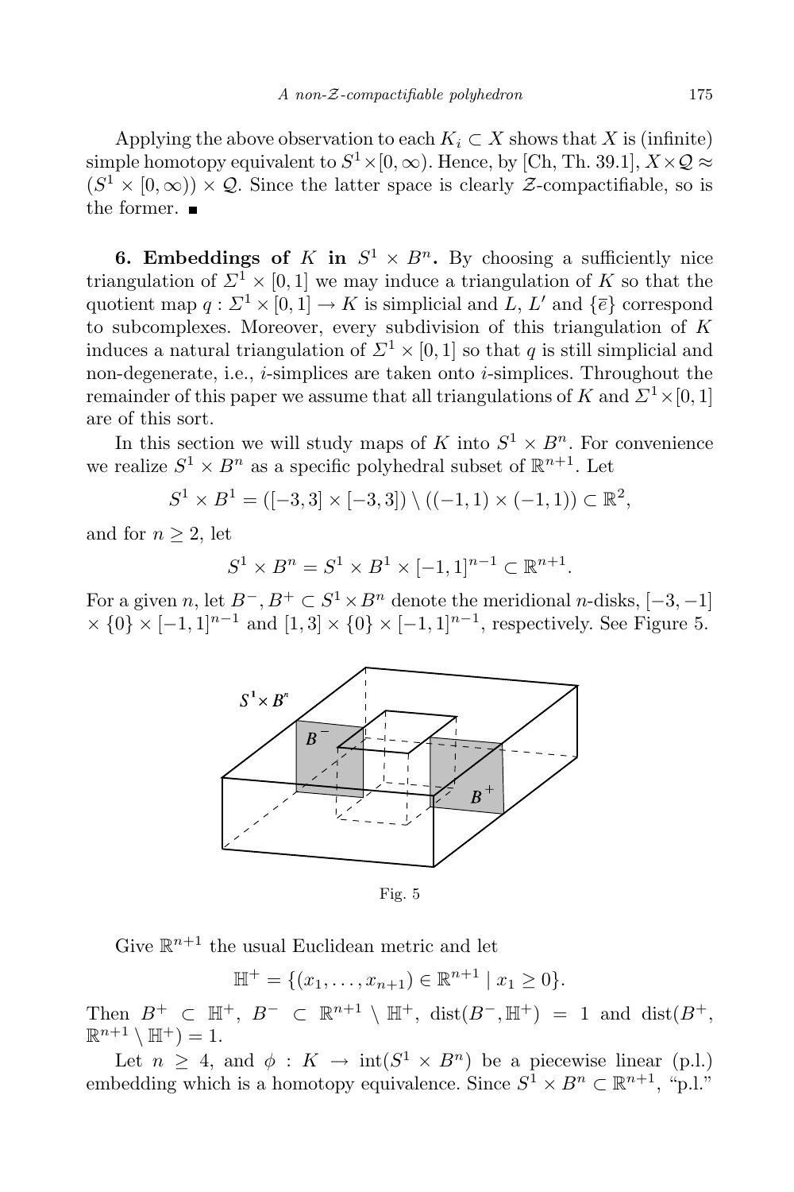Applying the above observation to each $K_i \subset X$ shows that $X$ is (infinite) simple homotopy equivalent to $S^1 \times [0,\infty)$. Hence, by [Ch, Th. 39.1], $X \times \mathcal{Q} \approx (S^1 \times [0,\infty)) \times \mathcal{Q}$. Since the latter space is clearly $\mathcal{Z}$-compactifiable, so is the former. ■

**6. Embeddings of $K$ in $S^1 \times B^n$.** By choosing a sufficiently nice triangulation of $\Sigma^1 \times [0,1]$ we may induce a triangulation of $K$ so that the quotient map $q : \Sigma^1 \times [0,1] \to K$ is simplicial and $L$, $L'$ and $\{\overline{e}\}$ correspond to subcomplexes. Moreover, every subdivision of this triangulation of $K$ induces a natural triangulation of $\Sigma^1 \times [0,1]$ so that $q$ is still simplicial and non-degenerate, i.e., $i$-simplices are taken onto $i$-simplices. Throughout the remainder of this paper we assume that all triangulations of $K$ and $\Sigma^1 \times [0,1]$ are of this sort.

In this section we will study maps of $K$ into $S^1 \times B^n$. For convenience we realize $S^1 \times B^n$ as a specific polyhedral subset of $\mathbb{R}^{n+1}$. Let

$$S^1 \times B^1 = ([-3,3] \times [-3,3]) \setminus ((-1,1) \times (-1,1)) \subset \mathbb{R}^2,$$

and for $n \geq 2$, let

$$S^1 \times B^n = S^1 \times B^1 \times [-1,1]^{n-1} \subset \mathbb{R}^{n+1}.$$

For a given $n$, let $B^-, B^+ \subset S^1 \times B^n$ denote the meridional $n$-disks, $[-3,-1] \times \{0\} \times [-1,1]^{n-1}$ and $[1,3] \times \{0\} \times [-1,1]^{n-1}$, respectively. See Figure 5.

Fig. 5

Give $\mathbb{R}^{n+1}$ the usual Euclidean metric and let

$$\mathbb{H}^+ = \{(x_1, \ldots, x_{n+1}) \in \mathbb{R}^{n+1} \mid x_1 \geq 0\}.$$

Then $B^+ \subset \mathbb{H}^+$, $B^- \subset \mathbb{R}^{n+1} \setminus \mathbb{H}^+$, $\operatorname{dist}(B^-, \mathbb{H}^+) = 1$ and $\operatorname{dist}(B^+, \mathbb{R}^{n+1} \setminus \mathbb{H}^+) = 1$.

Let $n \geq 4$, and $\phi : K \to \operatorname{int}(S^1 \times B^n)$ be a piecewise linear (p.l.) embedding which is a homotopy equivalence. Since $S^1 \times B^n \subset \mathbb{R}^{n+1}$, "p.l."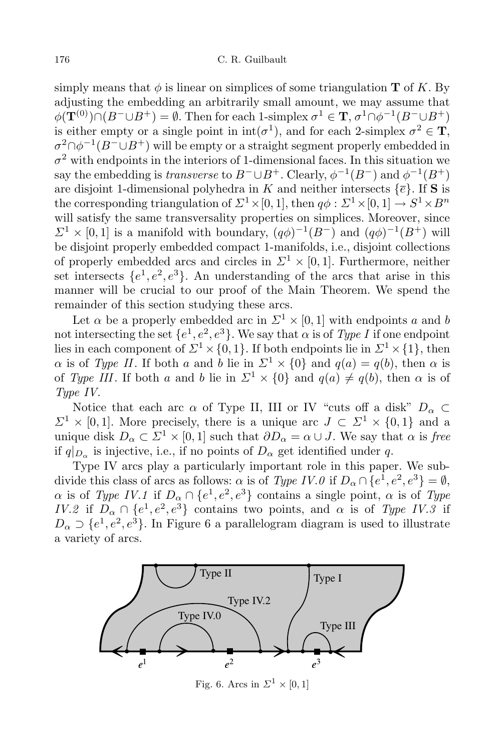simply means that $\phi$ is linear on simplices of some triangulation $\mathbf{T}$ of $K$. By adjusting the embedding an arbitrarily small amount, we may assume that $\phi(\mathbf{T}^{(0)}) \cap (B^- \cup B^+) = \emptyset$. Then for each 1-simplex $\sigma^1 \in \mathbf{T}$, $\sigma^1 \cap \phi^{-1}(B^- \cup B^+)$ is either empty or a single point in $\operatorname{int}(\sigma^1)$, and for each 2-simplex $\sigma^2 \in \mathbf{T}$, $\sigma^2 \cap \phi^{-1}(B^- \cup B^+)$ will be empty or a straight segment properly embedded in $\sigma^2$ with endpoints in the interiors of 1-dimensional faces. In this situation we say the embedding is *transverse* to $B^- \cup B^+$. Clearly, $\phi^{-1}(B^-)$ and $\phi^{-1}(B^+)$ are disjoint 1-dimensional polyhedra in $K$ and neither intersects $\{\overline{e}\}$. If $\mathbf{S}$ is the corresponding triangulation of $\Sigma^1 \times [0,1]$, then $q\phi : \Sigma^1 \times [0,1] \to S^1 \times B^n$ will satisfy the same transversality properties on simplices. Moreover, since $\Sigma^1 \times [0,1]$ is a manifold with boundary, $(q\phi)^{-1}(B^-)$ and $(q\phi)^{-1}(B^+)$ will be disjoint properly embedded compact 1-manifolds, i.e., disjoint collections of properly embedded arcs and circles in $\Sigma^1 \times [0,1]$. Furthermore, neither set intersects $\{e^1, e^2, e^3\}$. An understanding of the arcs that arise in this manner will be crucial to our proof of the Main Theorem. We spend the remainder of this section studying these arcs.

Let $\alpha$ be a properly embedded arc in $\Sigma^1 \times [0,1]$ with endpoints $a$ and $b$ not intersecting the set $\{e^1, e^2, e^3\}$. We say that $\alpha$ is of *Type I* if one endpoint lies in each component of $\Sigma^1 \times \{0,1\}$. If both endpoints lie in $\Sigma^1 \times \{1\}$, then $\alpha$ is of *Type II*. If both $a$ and $b$ lie in $\Sigma^1 \times \{0\}$ and $q(a) = q(b)$, then $\alpha$ is of *Type III*. If both $a$ and $b$ lie in $\Sigma^1 \times \{0\}$ and $q(a) \neq q(b)$, then $\alpha$ is of *Type IV*.

Notice that each arc $\alpha$ of Type II, III or IV "cuts off a disk" $D_\alpha \subset \Sigma^1 \times [0,1]$. More precisely, there is a unique arc $J \subset \Sigma^1 \times \{0,1\}$ and a unique disk $D_\alpha \subset \Sigma^1 \times [0,1]$ such that $\partial D_\alpha = \alpha \cup J$. We say that $\alpha$ is *free* if $q|_{D_\alpha}$ is injective, i.e., if no points of $D_\alpha$ get identified under $q$.

Type IV arcs play a particularly important role in this paper. We subdivide this class of arcs as follows: $\alpha$ is of *Type IV.0* if $D_\alpha \cap \{e^1, e^2, e^3\} = \emptyset$, $\alpha$ is of *Type IV.1* if $D_\alpha \cap \{e^1, e^2, e^3\}$ contains a single point, $\alpha$ is of *Type IV.2* if $D_\alpha \cap \{e^1, e^2, e^3\}$ contains two points, and $\alpha$ is of *Type IV.3* if $D_\alpha \supset \{e^1, e^2, e^3\}$. In Figure 6 a parallelogram diagram is used to illustrate a variety of arcs.

Fig. 6. Arcs in $\Sigma^1 \times [0,1]$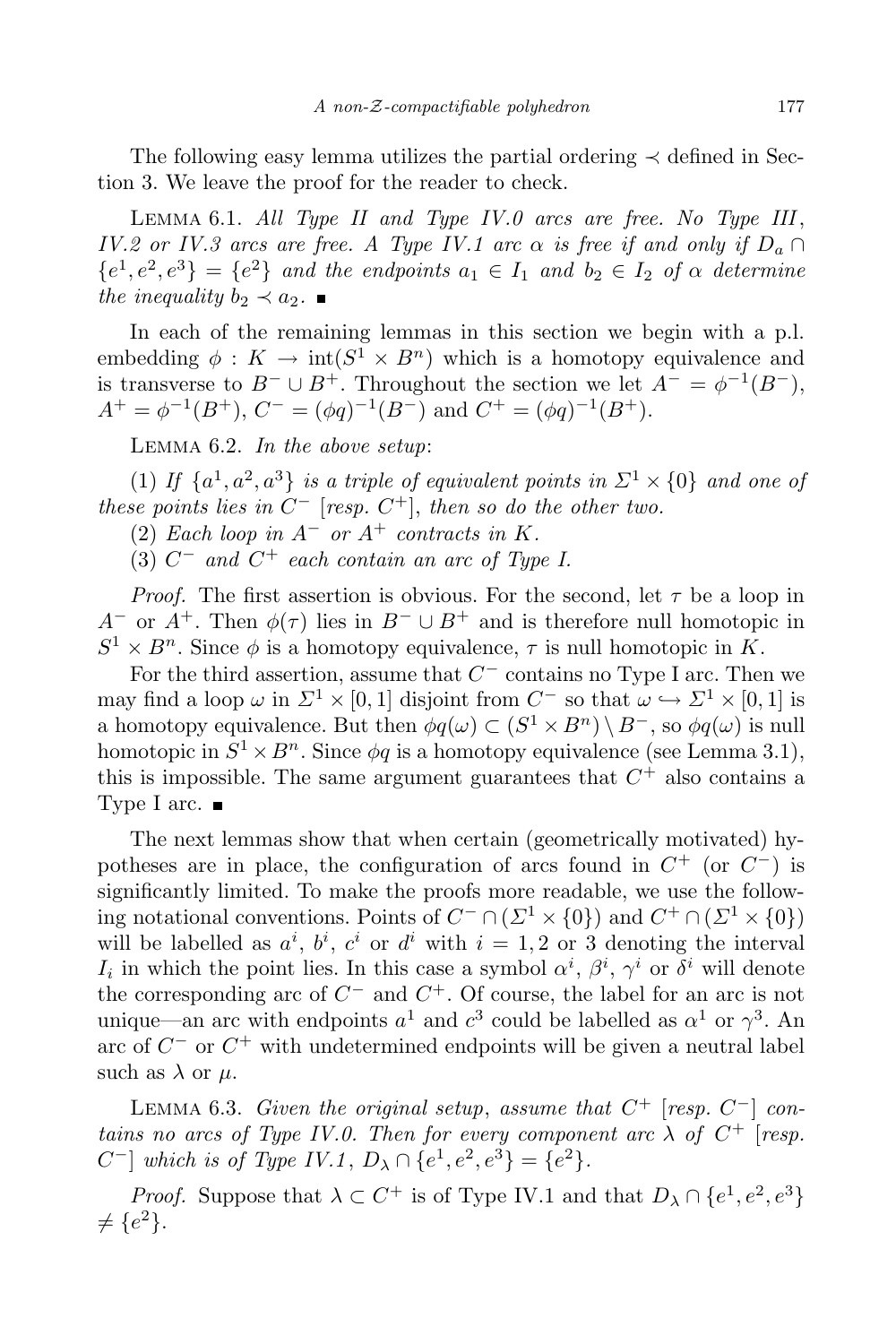The following easy lemma utilizes the partial ordering $\prec$ defined in Section 3. We leave the proof for the reader to check.

Lemma 6.1. *All Type II and Type IV.0 arcs are free. No Type III, IV.2 or IV.3 arcs are free. A Type IV.1 arc $\alpha$ is free if and only if $D_a \cap \{e^1, e^2, e^3\} = \{e^2\}$ and the endpoints $a_1 \in I_1$ and $b_2 \in I_2$ of $\alpha$ determine the inequality $b_2 \prec a_2$.* ∎

In each of the remaining lemmas in this section we begin with a p.l. embedding $\phi : K \to \operatorname{int}(S^1 \times B^n)$ which is a homotopy equivalence and is transverse to $B^- \cup B^+$. Throughout the section we let $A^- = \phi^{-1}(B^-)$, $A^+ = \phi^{-1}(B^+)$, $C^- = (\phi q)^{-1}(B^-)$ and $C^+ = (\phi q)^{-1}(B^+)$.

Lemma 6.2. *In the above setup*:

(1) *If $\{a^1, a^2, a^3\}$ is a triple of equivalent points in $\Sigma^1 \times \{0\}$ and one of these points lies in $C^-$ [resp. $C^+$], then so do the other two.*

(2) *Each loop in $A^-$ or $A^+$ contracts in $K$.*

(3) *$C^-$ and $C^+$ each contain an arc of Type I.*

*Proof.* The first assertion is obvious. For the second, let $\tau$ be a loop in $A^-$ or $A^+$. Then $\phi(\tau)$ lies in $B^- \cup B^+$ and is therefore null homotopic in $S^1 \times B^n$. Since $\phi$ is a homotopy equivalence, $\tau$ is null homotopic in $K$.

For the third assertion, assume that $C^-$ contains no Type I arc. Then we may find a loop $\omega$ in $\Sigma^1 \times [0,1]$ disjoint from $C^-$ so that $\omega \hookrightarrow \Sigma^1 \times [0,1]$ is a homotopy equivalence. But then $\phi q(\omega) \subset (S^1 \times B^n) \setminus B^-$, so $\phi q(\omega)$ is null homotopic in $S^1 \times B^n$. Since $\phi q$ is a homotopy equivalence (see Lemma 3.1), this is impossible. The same argument guarantees that $C^+$ also contains a Type I arc. ∎

The next lemmas show that when certain (geometrically motivated) hypotheses are in place, the configuration of arcs found in $C^+$ (or $C^-$) is significantly limited. To make the proofs more readable, we use the following notational conventions. Points of $C^- \cap (\Sigma^1 \times \{0\})$ and $C^+ \cap (\Sigma^1 \times \{0\})$ will be labelled as $a^i$, $b^i$, $c^i$ or $d^i$ with $i = 1, 2$ or $3$ denoting the interval $I_i$ in which the point lies. In this case a symbol $\alpha^i$, $\beta^i$, $\gamma^i$ or $\delta^i$ will denote the corresponding arc of $C^-$ and $C^+$. Of course, the label for an arc is not unique—an arc with endpoints $a^1$ and $c^3$ could be labelled as $\alpha^1$ or $\gamma^3$. An arc of $C^-$ or $C^+$ with undetermined endpoints will be given a neutral label such as $\lambda$ or $\mu$.

Lemma 6.3. *Given the original setup, assume that $C^+$ [resp. $C^-$] contains no arcs of Type IV.0. Then for every component arc $\lambda$ of $C^+$ [resp. $C^-$] which is of Type IV.1, $D_\lambda \cap \{e^1, e^2, e^3\} = \{e^2\}$.*

*Proof.* Suppose that $\lambda \subset C^+$ is of Type IV.1 and that $D_\lambda \cap \{e^1, e^2, e^3\} \neq \{e^2\}$.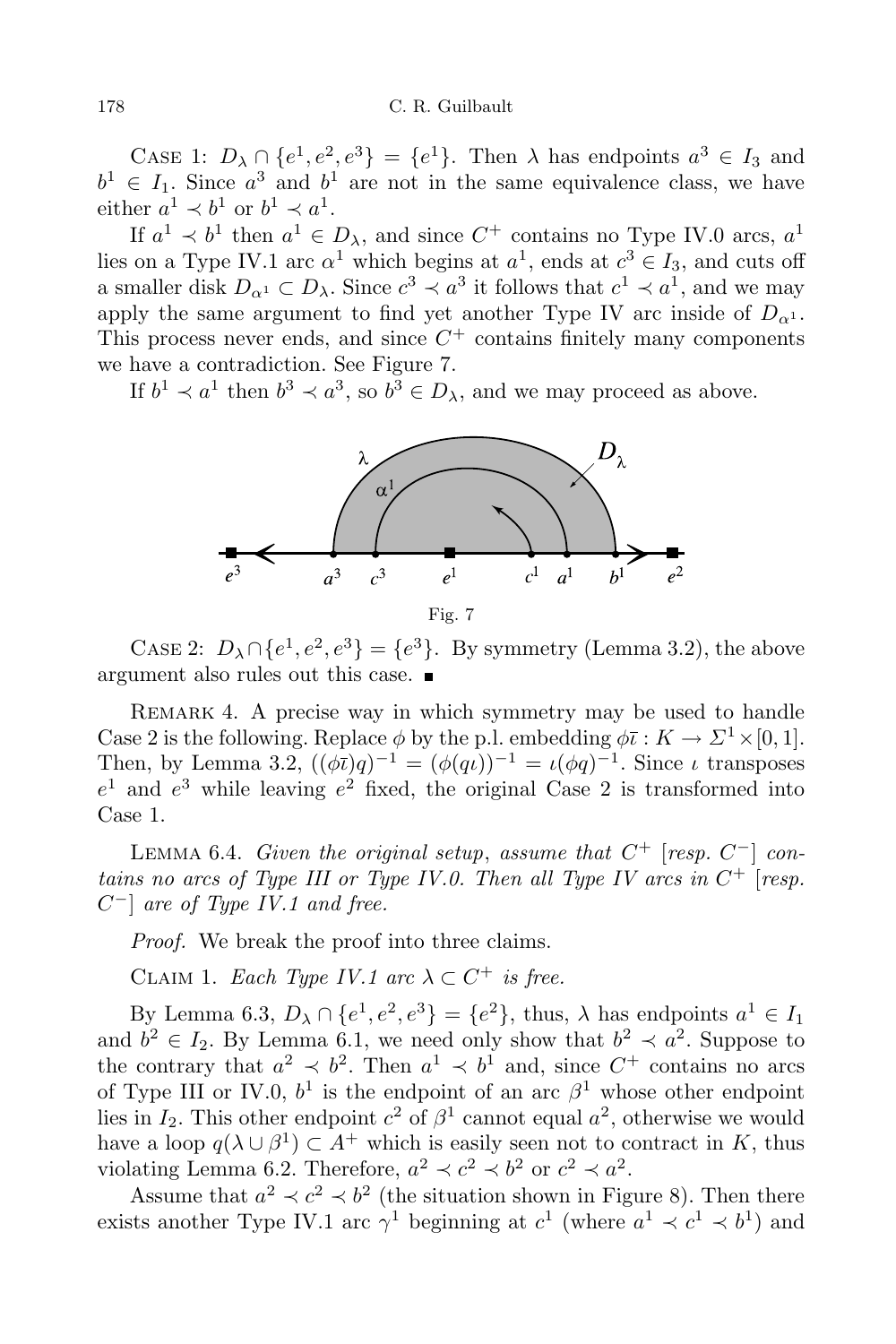Case 1: $D_\lambda \cap \{e^1, e^2, e^3\} = \{e^1\}$. Then $\lambda$ has endpoints $a^3 \in I_3$ and $b^1 \in I_1$. Since $a^3$ and $b^1$ are not in the same equivalence class, we have either $a^1 \prec b^1$ or $b^1 \prec a^1$.

If $a^1 \prec b^1$ then $a^1 \in D_\lambda$, and since $C^+$ contains no Type IV.0 arcs, $a^1$ lies on a Type IV.1 arc $\alpha^1$ which begins at $a^1$, ends at $c^3 \in I_3$, and cuts off a smaller disk $D_{\alpha^1} \subset D_\lambda$. Since $c^3 \prec a^3$ it follows that $c^1 \prec a^1$, and we may apply the same argument to find yet another Type IV arc inside of $D_{\alpha^1}$. This process never ends, and since $C^+$ contains finitely many components we have a contradiction. See Figure 7.

If $b^1 \prec a^1$ then $b^3 \prec a^3$, so $b^3 \in D_\lambda$, and we may proceed as above.

Fig. 7

Case 2: $D_\lambda \cap \{e^1, e^2, e^3\} = \{e^3\}$. By symmetry (Lemma 3.2), the above argument also rules out this case. ■

Remark 4. A precise way in which symmetry may be used to handle Case 2 is the following. Replace $\phi$ by the p.l. embedding $\phi\bar{\iota} : K \to \Sigma^1 \times [0,1]$. Then, by Lemma 3.2, $((\phi\bar{\iota})q)^{-1} = (\phi(q\iota))^{-1} = \iota(\phi q)^{-1}$. Since $\iota$ transposes $e^1$ and $e^3$ while leaving $e^2$ fixed, the original Case 2 is transformed into Case 1.

Lemma 6.4. *Given the original setup, assume that $C^+$ [resp. $C^-$] contains no arcs of Type III or Type IV.0. Then all Type IV arcs in $C^+$ [resp. $C^-$] are of Type IV.1 and free.*

*Proof.* We break the proof into three claims.

Claim 1. *Each Type IV.1 arc $\lambda \subset C^+$ is free.*

By Lemma 6.3, $D_\lambda \cap \{e^1, e^2, e^3\} = \{e^2\}$, thus, $\lambda$ has endpoints $a^1 \in I_1$ and $b^2 \in I_2$. By Lemma 6.1, we need only show that $b^2 \prec a^2$. Suppose to the contrary that $a^2 \prec b^2$. Then $a^1 \prec b^1$ and, since $C^+$ contains no arcs of Type III or IV.0, $b^1$ is the endpoint of an arc $\beta^1$ whose other endpoint lies in $I_2$. This other endpoint $c^2$ of $\beta^1$ cannot equal $a^2$, otherwise we would have a loop $q(\lambda \cup \beta^1) \subset A^+$ which is easily seen not to contract in $K$, thus violating Lemma 6.2. Therefore, $a^2 \prec c^2 \prec b^2$ or $c^2 \prec a^2$.

Assume that $a^2 \prec c^2 \prec b^2$ (the situation shown in Figure 8). Then there exists another Type IV.1 arc $\gamma^1$ beginning at $c^1$ (where $a^1 \prec c^1 \prec b^1$) and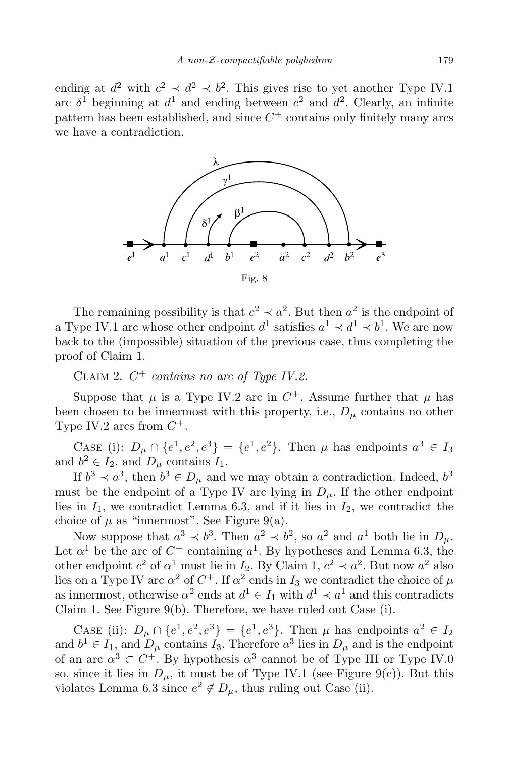ending at $d^2$ with $c^2 \prec d^2 \prec b^2$. This gives rise to yet another Type IV.1 arc $\delta^1$ beginning at $d^1$ and ending between $c^2$ and $d^2$. Clearly, an infinite pattern has been established, and since $C^+$ contains only finitely many arcs we have a contradiction.

Fig. 8

The remaining possibility is that $c^2 \prec a^2$. But then $a^2$ is the endpoint of a Type IV.1 arc whose other endpoint $d^1$ satisfies $a^1 \prec d^1 \prec b^1$. We are now back to the (impossible) situation of the previous case, thus completing the proof of Claim 1.

Claim 2. *$C^+$ contains no arc of Type IV.2.*

Suppose that $\mu$ is a Type IV.2 arc in $C^+$. Assume further that $\mu$ has been chosen to be innermost with this property, i.e., $D_\mu$ contains no other Type IV.2 arcs from $C^+$.

Case (i): $D_\mu \cap \{e^1, e^2, e^3\} = \{e^1, e^2\}$. Then $\mu$ has endpoints $a^3 \in I_3$ and $b^2 \in I_2$, and $D_\mu$ contains $I_1$.

If $b^3 \prec a^3$, then $b^3 \in D_\mu$ and we may obtain a contradiction. Indeed, $b^3$ must be the endpoint of a Type IV arc lying in $D_\mu$. If the other endpoint lies in $I_1$, we contradict Lemma 6.3, and if it lies in $I_2$, we contradict the choice of $\mu$ as "innermost". See Figure 9(a).

Now suppose that $a^3 \prec b^3$. Then $a^2 \prec b^2$, so $a^2$ and $a^1$ both lie in $D_\mu$. Let $\alpha^1$ be the arc of $C^+$ containing $a^1$. By hypotheses and Lemma 6.3, the other endpoint $c^2$ of $\alpha^1$ must lie in $I_2$. By Claim 1, $c^2 \prec a^2$. But now $a^2$ also lies on a Type IV arc $\alpha^2$ of $C^+$. If $\alpha^2$ ends in $I_3$ we contradict the choice of $\mu$ as innermost, otherwise $\alpha^2$ ends at $d^1 \in I_1$ with $d^1 \prec a^1$ and this contradicts Claim 1. See Figure 9(b). Therefore, we have ruled out Case (i).

Case (ii): $D_\mu \cap \{e^1, e^2, e^3\} = \{e^1, e^3\}$. Then $\mu$ has endpoints $a^2 \in I_2$ and $b^1 \in I_1$, and $D_\mu$ contains $I_3$. Therefore $a^3$ lies in $D_\mu$ and is the endpoint of an arc $\alpha^3 \subset C^+$. By hypothesis $\alpha^3$ cannot be of Type III or Type IV.0 so, since it lies in $D_\mu$, it must be of Type IV.1 (see Figure 9(c)). But this violates Lemma 6.3 since $e^2 \notin D_\mu$, thus ruling out Case (ii).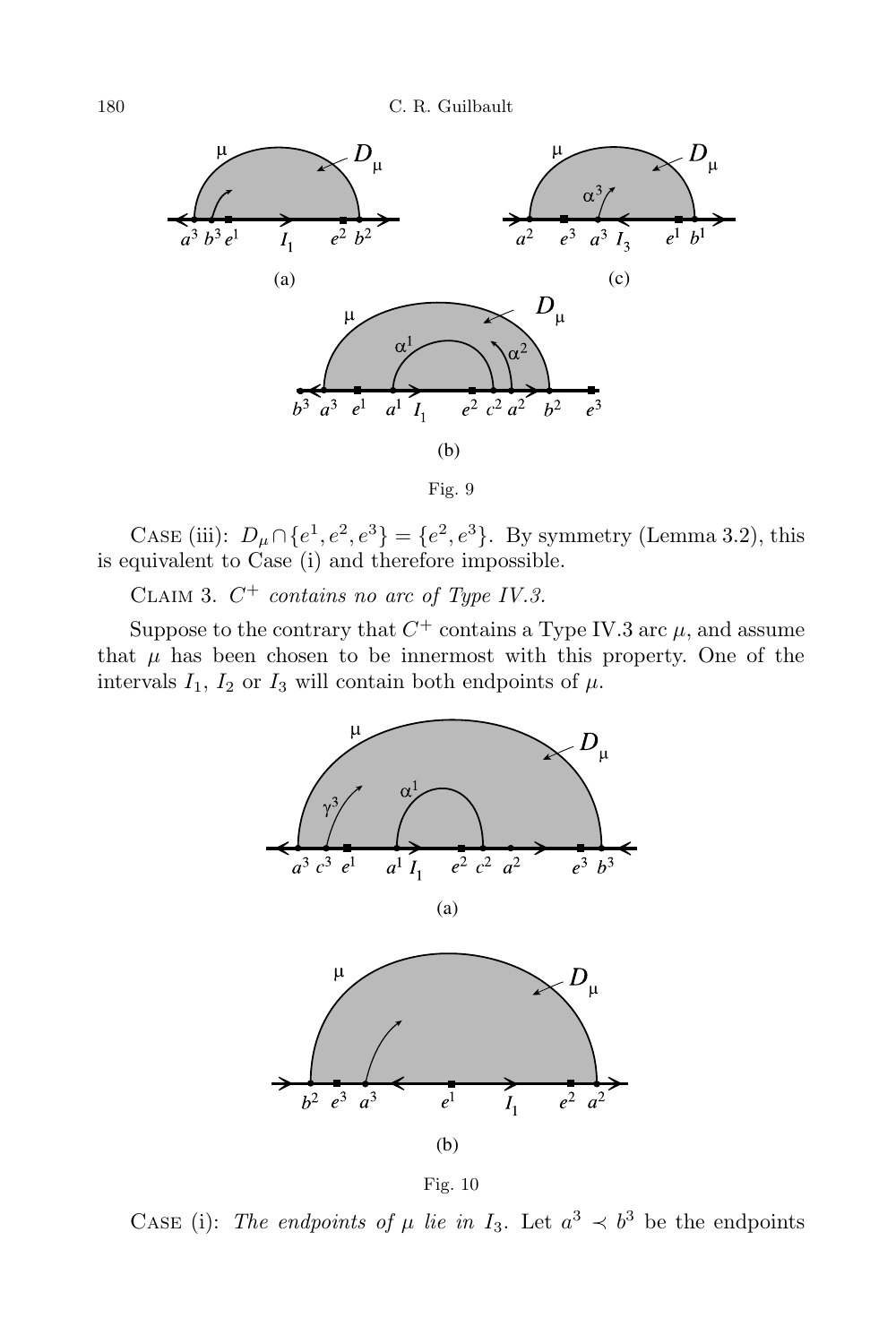Fig. 9

Case (iii): $D_\mu \cap \{e^1, e^2, e^3\} = \{e^2, e^3\}$. By symmetry (Lemma 3.2), this is equivalent to Case (i) and therefore impossible.

Claim 3. *$C^+$ contains no arc of Type IV.3.*

Suppose to the contrary that $C^+$ contains a Type IV.3 arc $\mu$, and assume that $\mu$ has been chosen to be innermost with this property. One of the intervals $I_1$, $I_2$ or $I_3$ will contain both endpoints of $\mu$.

Fig. 10

Case (i): *The endpoints of $\mu$ lie in $I_3$.* Let $a^3 \prec b^3$ be the endpoints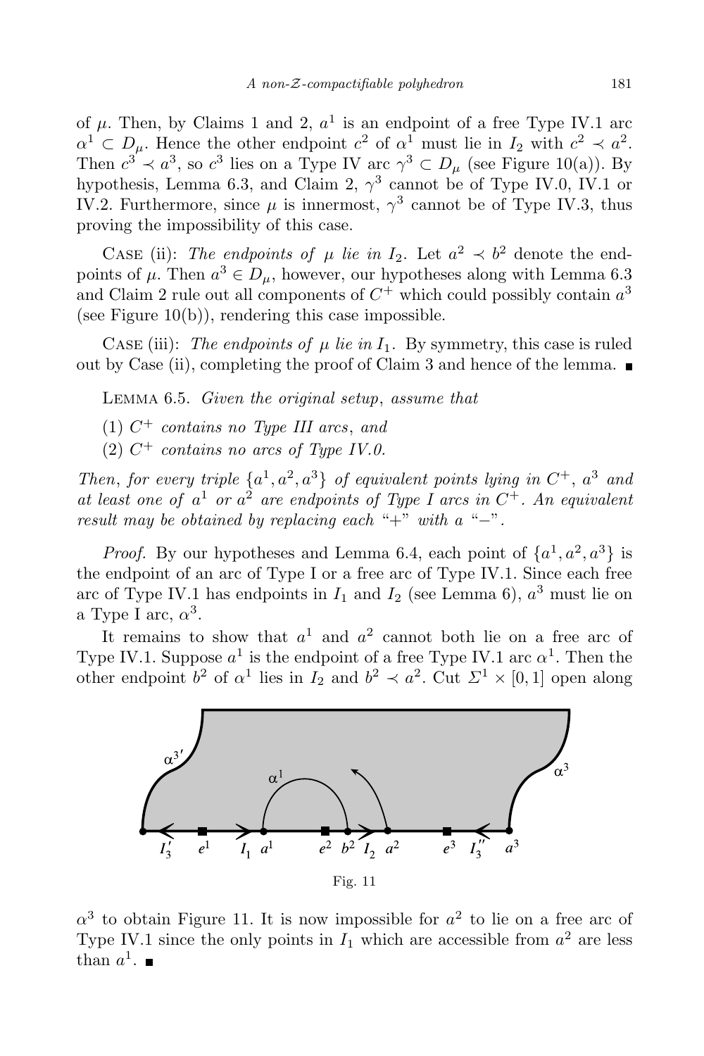of $\mu$. Then, by Claims 1 and 2, $a^1$ is an endpoint of a free Type IV.1 arc $\alpha^1 \subset D_\mu$. Hence the other endpoint $c^2$ of $\alpha^1$ must lie in $I_2$ with $c^2 \prec a^2$. Then $c^3 \prec a^3$, so $c^3$ lies on a Type IV arc $\gamma^3 \subset D_\mu$ (see Figure 10(a)). By hypothesis, Lemma 6.3, and Claim 2, $\gamma^3$ cannot be of Type IV.0, IV.1 or IV.2. Furthermore, since $\mu$ is innermost, $\gamma^3$ cannot be of Type IV.3, thus proving the impossibility of this case.

Case (ii): *The endpoints of $\mu$ lie in $I_2$.* Let $a^2 \prec b^2$ denote the endpoints of $\mu$. Then $a^3 \in D_\mu$, however, our hypotheses along with Lemma 6.3 and Claim 2 rule out all components of $C^+$ which could possibly contain $a^3$ (see Figure 10(b)), rendering this case impossible.

Case (iii): *The endpoints of $\mu$ lie in $I_1$.* By symmetry, this case is ruled out by Case (ii), completing the proof of Claim 3 and hence of the lemma. ■

Lemma 6.5. *Given the original setup, assume that*

(1) *$C^+$ contains no Type III arcs, and*
(2) *$C^+$ contains no arcs of Type IV.0.*

*Then, for every triple $\{a^1, a^2, a^3\}$ of equivalent points lying in $C^+$, $a^3$ and at least one of $a^1$ or $a^2$ are endpoints of Type I arcs in $C^+$. An equivalent result may be obtained by replacing each "+" with a "−".*

*Proof.* By our hypotheses and Lemma 6.4, each point of $\{a^1, a^2, a^3\}$ is the endpoint of an arc of Type I or a free arc of Type IV.1. Since each free arc of Type IV.1 has endpoints in $I_1$ and $I_2$ (see Lemma 6), $a^3$ must lie on a Type I arc, $\alpha^3$.

It remains to show that $a^1$ and $a^2$ cannot both lie on a free arc of Type IV.1. Suppose $a^1$ is the endpoint of a free Type IV.1 arc $\alpha^1$. Then the other endpoint $b^2$ of $\alpha^1$ lies in $I_2$ and $b^2 \prec a^2$. Cut $\Sigma^1 \times [0,1]$ open along $\alpha^3$ to obtain Figure 11. It is now impossible for $a^2$ to lie on a free arc of Type IV.1 since the only points in $I_1$ which are accessible from $a^2$ are less than $a^1$. ■

Fig. 11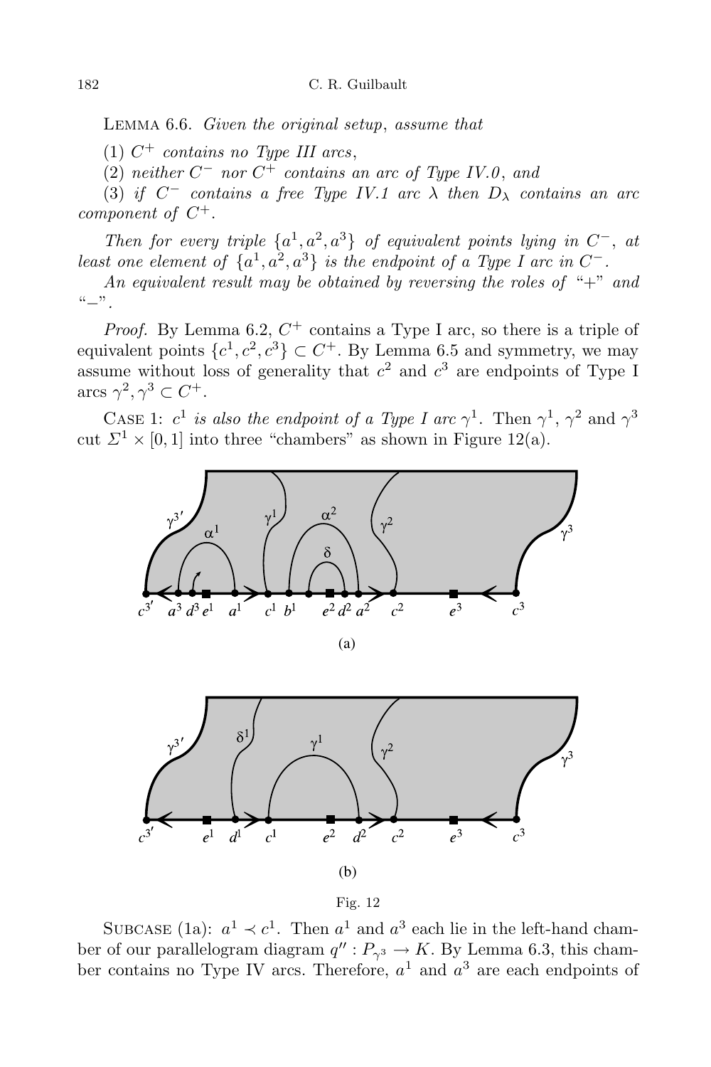Lemma 6.6. *Given the original setup, assume that*

(1) *$C^+$ contains no Type III arcs,*

(2) *neither $C^-$ nor $C^+$ contains an arc of Type IV.0, and*

(3) *if $C^-$ contains a free Type IV.1 arc $\lambda$ then $D_\lambda$ contains an arc component of $C^+$.*

*Then for every triple $\{a^1, a^2, a^3\}$ of equivalent points lying in $C^-$, at least one element of $\{a^1, a^2, a^3\}$ is the endpoint of a Type I arc in $C^-$.*

*An equivalent result may be obtained by reversing the roles of "+" and "−".*

*Proof.* By Lemma 6.2, $C^+$ contains a Type I arc, so there is a triple of equivalent points $\{c^1, c^2, c^3\} \subset C^+$. By Lemma 6.5 and symmetry, we may assume without loss of generality that $c^2$ and $c^3$ are endpoints of Type I arcs $\gamma^2, \gamma^3 \subset C^+$.

Case 1: $c^1$ *is also the endpoint of a Type I arc* $\gamma^1$. Then $\gamma^1$, $\gamma^2$ and $\gamma^3$ cut $\Sigma^1 \times [0, 1]$ into three "chambers" as shown in Figure 12(a).

(a)

(b)

Fig. 12

Subcase (1a): $a^1 \prec c^1$. Then $a^1$ and $a^3$ each lie in the left-hand chamber of our parallelogram diagram $q'' : P_{\gamma^3} \to K$. By Lemma 6.3, this chamber contains no Type IV arcs. Therefore, $a^1$ and $a^3$ are each endpoints of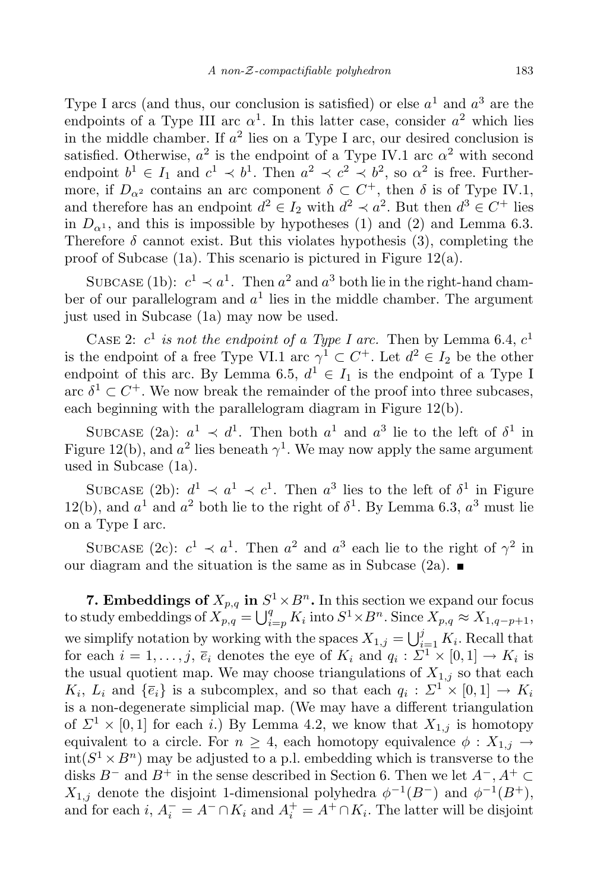Type I arcs (and thus, our conclusion is satisfied) or else $a^1$ and $a^3$ are the endpoints of a Type III arc $\alpha^1$. In this latter case, consider $a^2$ which lies in the middle chamber. If $a^2$ lies on a Type I arc, our desired conclusion is satisfied. Otherwise, $a^2$ is the endpoint of a Type IV.1 arc $\alpha^2$ with second endpoint $b^1 \in I_1$ and $c^1 \prec b^1$. Then $a^2 \prec c^2 \prec b^2$, so $\alpha^2$ is free. Furthermore, if $D_{\alpha^2}$ contains an arc component $\delta \subset C^+$, then $\delta$ is of Type IV.1, and therefore has an endpoint $d^2 \in I_2$ with $d^2 \prec a^2$. But then $d^3 \in C^+$ lies in $D_{\alpha^1}$, and this is impossible by hypotheses (1) and (2) and Lemma 6.3. Therefore $\delta$ cannot exist. But this violates hypothesis (3), completing the proof of Subcase (1a). This scenario is pictured in Figure 12(a).

Subcase (1b): $c^1 \prec a^1$. Then $a^2$ and $a^3$ both lie in the right-hand chamber of our parallelogram and $a^1$ lies in the middle chamber. The argument just used in Subcase (1a) may now be used.

Case 2: *$c^1$ is not the endpoint of a Type I arc.* Then by Lemma 6.4, $c^1$ is the endpoint of a free Type VI.1 arc $\gamma^1 \subset C^+$. Let $d^2 \in I_2$ be the other endpoint of this arc. By Lemma 6.5, $d^1 \in I_1$ is the endpoint of a Type I arc $\delta^1 \subset C^+$. We now break the remainder of the proof into three subcases, each beginning with the parallelogram diagram in Figure 12(b).

Subcase (2a): $a^1 \prec d^1$. Then both $a^1$ and $a^3$ lie to the left of $\delta^1$ in Figure 12(b), and $a^2$ lies beneath $\gamma^1$. We may now apply the same argument used in Subcase (1a).

Subcase (2b): $d^1 \prec a^1 \prec c^1$. Then $a^3$ lies to the left of $\delta^1$ in Figure 12(b), and $a^1$ and $a^2$ both lie to the right of $\delta^1$. By Lemma 6.3, $a^3$ must lie on a Type I arc.

Subcase (2c): $c^1 \prec a^1$. Then $a^2$ and $a^3$ each lie to the right of $\gamma^2$ in our diagram and the situation is the same as in Subcase (2a). ∎

**7. Embeddings of $X_{p,q}$ in $S^1 \times B^n$.** In this section we expand our focus to study embeddings of $X_{p,q} = \bigcup_{i=p}^{q} K_i$ into $S^1 \times B^n$. Since $X_{p,q} \approx X_{1,q-p+1}$, we simplify notation by working with the spaces $X_{1,j} = \bigcup_{i=1}^{j} K_i$. Recall that for each $i = 1, \ldots, j$, $\overline{e}_i$ denotes the eye of $K_i$ and $q_i : \Sigma^1 \times [0,1] \to K_i$ is the usual quotient map. We may choose triangulations of $X_{1,j}$ so that each $K_i$, $L_i$ and $\{\overline{e}_i\}$ is a subcomplex, and so that each $q_i : \Sigma^1 \times [0,1] \to K_i$ is a non-degenerate simplicial map. (We may have a different triangulation of $\Sigma^1 \times [0,1]$ for each $i$.) By Lemma 4.2, we know that $X_{1,j}$ is homotopy equivalent to a circle. For $n \geq 4$, each homotopy equivalence $\phi : X_{1,j} \to \operatorname{int}(S^1 \times B^n)$ may be adjusted to a p.l. embedding which is transverse to the disks $B^-$ and $B^+$ in the sense described in Section 6. Then we let $A^-, A^+ \subset X_{1,j}$ denote the disjoint 1-dimensional polyhedra $\phi^{-1}(B^-)$ and $\phi^{-1}(B^+)$, and for each $i$, $A_i^- = A^- \cap K_i$ and $A_i^+ = A^+ \cap K_i$. The latter will be disjoint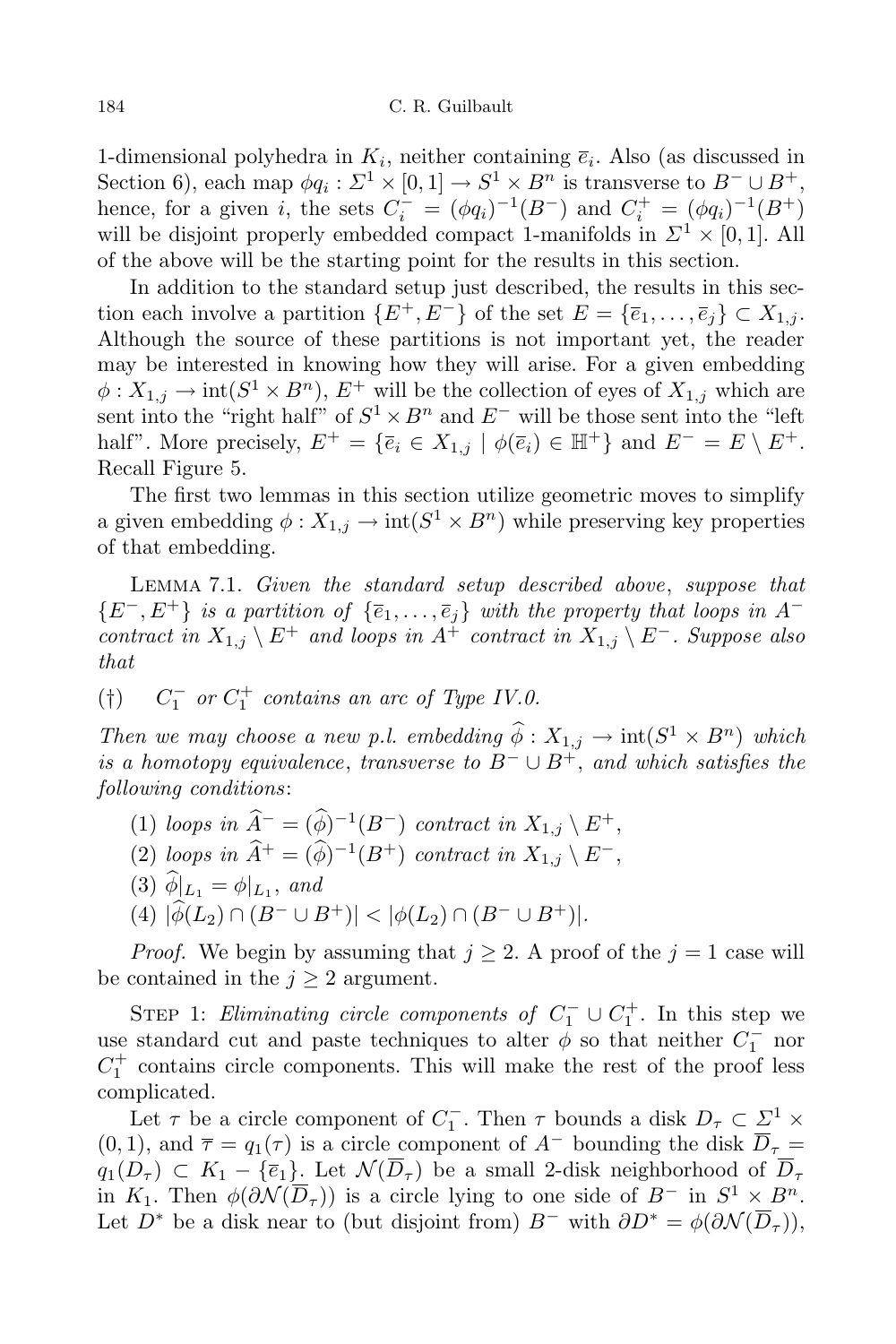1-dimensional polyhedra in $K_i$, neither containing $\overline{e}_i$. Also (as discussed in Section 6), each map $\phi q_i : \Sigma^1 \times [0,1] \to S^1 \times B^n$ is transverse to $B^- \cup B^+$, hence, for a given $i$, the sets $C_i^- = (\phi q_i)^{-1}(B^-)$ and $C_i^+ = (\phi q_i)^{-1}(B^+)$ will be disjoint properly embedded compact 1-manifolds in $\Sigma^1 \times [0,1]$. All of the above will be the starting point for the results in this section.

In addition to the standard setup just described, the results in this section each involve a partition $\{E^+, E^-\}$ of the set $E = \{\overline{e}_1, \ldots, \overline{e}_j\} \subset X_{1,j}$. Although the source of these partitions is not important yet, the reader may be interested in knowing how they will arise. For a given embedding $\phi : X_{1,j} \to \mathrm{int}(S^1 \times B^n)$, $E^+$ will be the collection of eyes of $X_{1,j}$ which are sent into the "right half" of $S^1 \times B^n$ and $E^-$ will be those sent into the "left half". More precisely, $E^+ = \{\overline{e}_i \in X_{1,j} \mid \phi(\overline{e}_i) \in \mathbb{H}^+\}$ and $E^- = E \setminus E^+$. Recall Figure 5.

The first two lemmas in this section utilize geometric moves to simplify a given embedding $\phi : X_{1,j} \to \mathrm{int}(S^1 \times B^n)$ while preserving key properties of that embedding.

Lemma 7.1. *Given the standard setup described above, suppose that* $\{E^-, E^+\}$ *is a partition of* $\{\overline{e}_1, \ldots, \overline{e}_j\}$ *with the property that loops in* $A^-$ *contract in* $X_{1,j} \setminus E^+$ *and loops in* $A^+$ *contract in* $X_{1,j} \setminus E^-$. *Suppose also that*

(†) $\quad C_1^-$ *or* $C_1^+$ *contains an arc of Type IV.0.*

*Then we may choose a new p.l. embedding* $\widehat{\phi} : X_{1,j} \to \mathrm{int}(S^1 \times B^n)$ *which is a homotopy equivalence, transverse to* $B^- \cup B^+$, *and which satisfies the following conditions*:

1. *loops in* $\widehat{A}^- = (\widehat{\phi})^{-1}(B^-)$ *contract in* $X_{1,j} \setminus E^+$,
2. *loops in* $\widehat{A}^+ = (\widehat{\phi})^{-1}(B^+)$ *contract in* $X_{1,j} \setminus E^-$,
3. $\widehat{\phi}|_{L_1} = \phi|_{L_1}$, *and*
4. $|\widehat{\phi}(L_2) \cap (B^- \cup B^+)| < |\phi(L_2) \cap (B^- \cup B^+)|$.

*Proof.* We begin by assuming that $j \geq 2$. A proof of the $j = 1$ case will be contained in the $j \geq 2$ argument.

Step 1: *Eliminating circle components of* $C_1^- \cup C_1^+$. In this step we use standard cut and paste techniques to alter $\phi$ so that neither $C_1^-$ nor $C_1^+$ contains circle components. This will make the rest of the proof less complicated.

Let $\tau$ be a circle component of $C_1^-$. Then $\tau$ bounds a disk $D_\tau \subset \Sigma^1 \times (0,1)$, and $\overline{\tau} = q_1(\tau)$ is a circle component of $A^-$ bounding the disk $\overline{D}_\tau = q_1(D_\tau) \subset K_1 - \{\overline{e}_1\}$. Let $\mathcal{N}(\overline{D}_\tau)$ be a small 2-disk neighborhood of $\overline{D}_\tau$ in $K_1$. Then $\phi(\partial\mathcal{N}(\overline{D}_\tau))$ is a circle lying to one side of $B^-$ in $S^1 \times B^n$. Let $D^*$ be a disk near to (but disjoint from) $B^-$ with $\partial D^* = \phi(\partial\mathcal{N}(\overline{D}_\tau))$,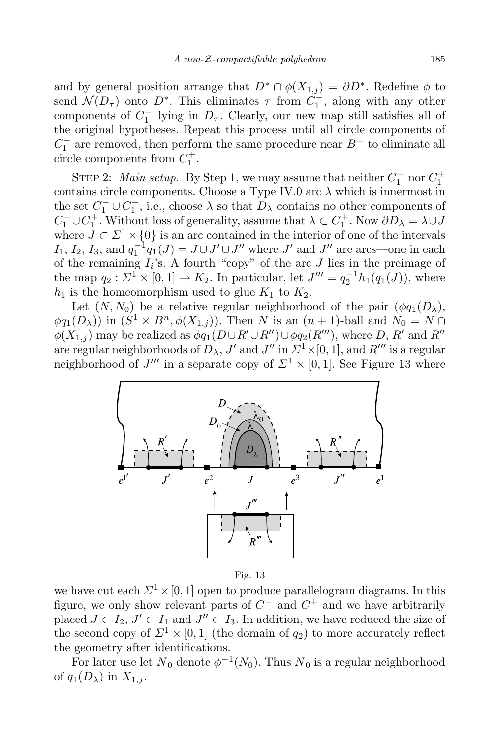and by general position arrange that $D^* \cap \phi(X_{1,j}) = \partial D^*$. Redefine $\phi$ to send $\mathcal{N}(\overline{D}_\tau)$ onto $D^*$. This eliminates $\tau$ from $C_1^-$, along with any other components of $C_1^-$ lying in $D_\tau$. Clearly, our new map still satisfies all of the original hypotheses. Repeat this process until all circle components of $C_1^-$ are removed, then perform the same procedure near $B^+$ to eliminate all circle components from $C_1^+$.

STEP 2: *Main setup.* By Step 1, we may assume that neither $C_1^-$ nor $C_1^+$ contains circle components. Choose a Type IV.0 arc $\lambda$ which is innermost in the set $C_1^- \cup C_1^+$, i.e., choose $\lambda$ so that $D_\lambda$ contains no other components of $C_1^- \cup C_1^+$. Without loss of generality, assume that $\lambda \subset C_1^+$. Now $\partial D_\lambda = \lambda \cup J$ where $J \subset \Sigma^1 \times \{0\}$ is an arc contained in the interior of one of the intervals $I_1$, $I_2$, $I_3$, and $q_1^{-1}q_1(J) = J \cup J' \cup J''$ where $J'$ and $J''$ are arcs—one in each of the remaining $I_i$'s. A fourth "copy" of the arc $J$ lies in the preimage of the map $q_2 : \Sigma^1 \times [0,1] \to K_2$. In particular, let $J''' = q_2^{-1}h_1(q_1(J))$, where $h_1$ is the homeomorphism used to glue $K_1$ to $K_2$.

Let $(N, N_0)$ be a relative regular neighborhood of the pair $(\phi q_1(D_\lambda), \phi q_1(D_\lambda))$ in $(S^1 \times B^n, \phi(X_{1,j}))$. Then $N$ is an $(n+1)$-ball and $N_0 = N \cap \phi(X_{1,j})$ may be realized as $\phi q_1(D \cup R' \cup R'') \cup \phi q_2(R''')$, where $D$, $R'$ and $R''$ are regular neighborhoods of $D_\lambda$, $J'$ and $J''$ in $\Sigma^1 \times [0,1]$, and $R'''$ is a regular neighborhood of $J'''$ in a separate copy of $\Sigma^1 \times [0,1]$. See Figure 13 where

Fig. 13

we have cut each $\Sigma^1 \times [0,1]$ open to produce parallelogram diagrams. In this figure, we only show relevant parts of $C^-$ and $C^+$ and we have arbitrarily placed $J \subset I_2$, $J' \subset I_1$ and $J'' \subset I_3$. In addition, we have reduced the size of the second copy of $\Sigma^1 \times [0,1]$ (the domain of $q_2$) to more accurately reflect the geometry after identifications.

For later use let $\overline{N}_0$ denote $\phi^{-1}(N_0)$. Thus $\overline{N}_0$ is a regular neighborhood of $q_1(D_\lambda)$ in $X_{1,j}$.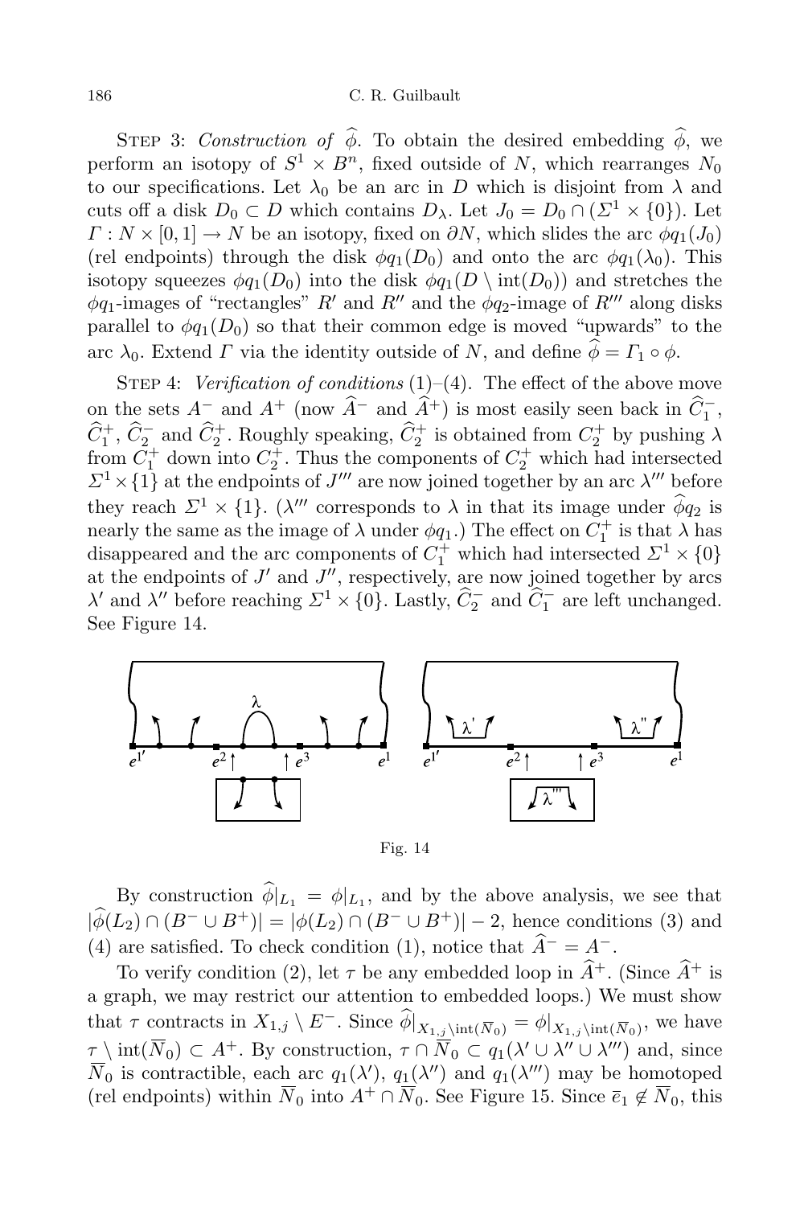Step 3: *Construction of* $\widehat{\phi}$. To obtain the desired embedding $\widehat{\phi}$, we perform an isotopy of $S^1 \times B^n$, fixed outside of $N$, which rearranges $N_0$ to our specifications. Let $\lambda_0$ be an arc in $D$ which is disjoint from $\lambda$ and cuts off a disk $D_0 \subset D$ which contains $D_\lambda$. Let $J_0 = D_0 \cap (\Sigma^1 \times \{0\})$. Let $\Gamma : N \times [0,1] \to N$ be an isotopy, fixed on $\partial N$, which slides the arc $\phi q_1(J_0)$ (rel endpoints) through the disk $\phi q_1(D_0)$ and onto the arc $\phi q_1(\lambda_0)$. This isotopy squeezes $\phi q_1(D_0)$ into the disk $\phi q_1(D \setminus \mathrm{int}(D_0))$ and stretches the $\phi q_1$-images of "rectangles" $R'$ and $R''$ and the $\phi q_2$-image of $R'''$ along disks parallel to $\phi q_1(D_0)$ so that their common edge is moved "upwards" to the arc $\lambda_0$. Extend $\Gamma$ via the identity outside of $N$, and define $\widehat{\phi} = \Gamma_1 \circ \phi$.

Step 4: *Verification of conditions* (1)–(4). The effect of the above move on the sets $A^-$ and $A^+$ (now $\widehat{A}^-$ and $\widehat{A}^+$) is most easily seen back in $\widehat{C}_1^-$, $\widehat{C}_1^+$, $\widehat{C}_2^-$ and $\widehat{C}_2^+$. Roughly speaking, $\widehat{C}_2^+$ is obtained from $C_2^+$ by pushing $\lambda$ from $C_1^+$ down into $C_2^+$. Thus the components of $C_2^+$ which had intersected $\Sigma^1 \times \{1\}$ at the endpoints of $J'''$ are now joined together by an arc $\lambda'''$ before they reach $\Sigma^1 \times \{1\}$. ($\lambda'''$ corresponds to $\lambda$ in that its image under $\widehat{\phi} q_2$ is nearly the same as the image of $\lambda$ under $\phi q_1$.) The effect on $C_1^+$ is that $\lambda$ has disappeared and the arc components of $C_1^+$ which had intersected $\Sigma^1 \times \{0\}$ at the endpoints of $J'$ and $J''$, respectively, are now joined together by arcs $\lambda'$ and $\lambda''$ before reaching $\Sigma^1 \times \{0\}$. Lastly, $\widehat{C}_2^-$ and $\widehat{C}_1^-$ are left unchanged. See Figure 14.

Fig. 14

By construction $\widehat{\phi}|_{L_1} = \phi|_{L_1}$, and by the above analysis, we see that $|\widehat{\phi}(L_2) \cap (B^- \cup B^+)| = |\phi(L_2) \cap (B^- \cup B^+)| - 2$, hence conditions (3) and (4) are satisfied. To check condition (1), notice that $\widehat{A}^- = A^-$.

To verify condition (2), let $\tau$ be any embedded loop in $\widehat{A}^+$. (Since $\widehat{A}^+$ is a graph, we may restrict our attention to embedded loops.) We must show that $\tau$ contracts in $X_{1,j} \setminus E^-$. Since $\widehat{\phi}|_{X_{1,j} \setminus \mathrm{int}(\overline{N}_0)} = \phi|_{X_{1,j} \setminus \mathrm{int}(\overline{N}_0)}$, we have $\tau \setminus \mathrm{int}(\overline{N}_0) \subset A^+$. By construction, $\tau \cap \overline{N}_0 \subset q_1(\lambda' \cup \lambda'' \cup \lambda''')$ and, since $\overline{N}_0$ is contractible, each arc $q_1(\lambda')$, $q_1(\lambda'')$ and $q_1(\lambda''')$ may be homotoped (rel endpoints) within $\overline{N}_0$ into $A^+ \cap \overline{N}_0$. See Figure 15. Since $\overline{e}_1 \not\in \overline{N}_0$, this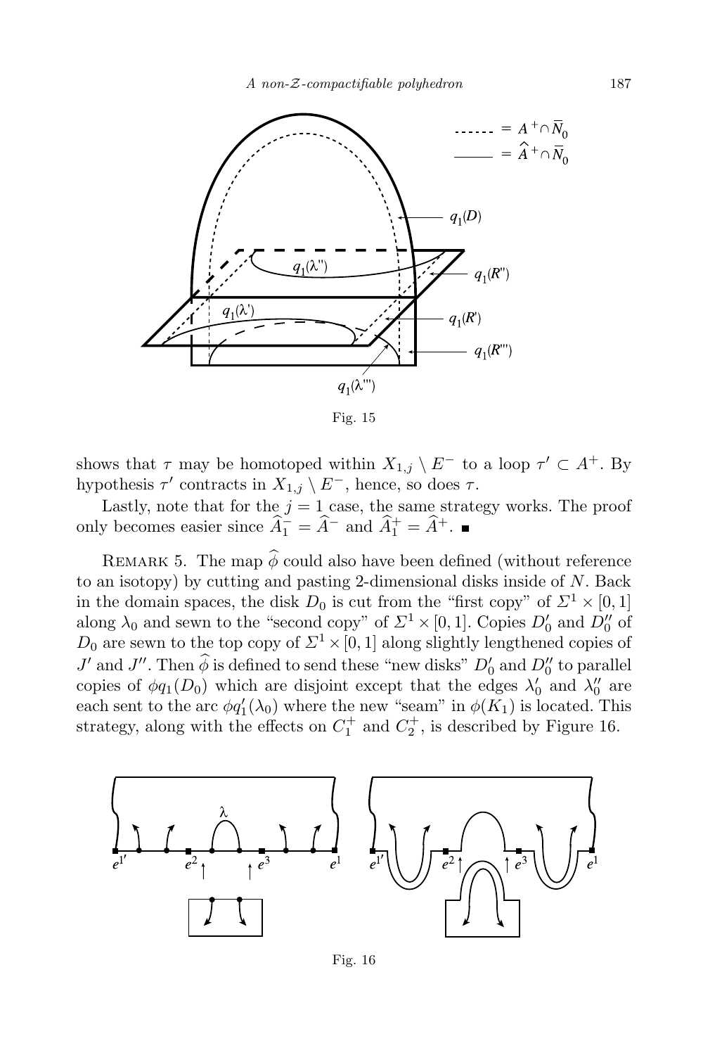Fig. 15

shows that $\tau$ may be homotoped within $X_{1,j} \setminus E^-$ to a loop $\tau' \subset A^+$. By hypothesis $\tau'$ contracts in $X_{1,j} \setminus E^-$, hence, so does $\tau$.

Lastly, note that for the $j = 1$ case, the same strategy works. The proof only becomes easier since $\widehat{A}_1^- = \widehat{A}^-$ and $\widehat{A}_1^+ = \widehat{A}^+$. ■

REMARK 5. The map $\widehat{\phi}$ could also have been defined (without reference to an isotopy) by cutting and pasting 2-dimensional disks inside of $N$. Back in the domain spaces, the disk $D_0$ is cut from the "first copy" of $\Sigma^1 \times [0,1]$ along $\lambda_0$ and sewn to the "second copy" of $\Sigma^1 \times [0,1]$. Copies $D_0'$ and $D_0''$ of $D_0$ are sewn to the top copy of $\Sigma^1 \times [0,1]$ along slightly lengthened copies of $J'$ and $J''$. Then $\widehat{\phi}$ is defined to send these "new disks" $D_0'$ and $D_0''$ to parallel copies of $\phi q_1(D_0)$ which are disjoint except that the edges $\lambda_0'$ and $\lambda_0''$ are each sent to the arc $\phi q_1'(\lambda_0)$ where the new "seam" in $\phi(K_1)$ is located. This strategy, along with the effects on $C_1^+$ and $C_2^+$, is described by Figure 16.

Fig. 16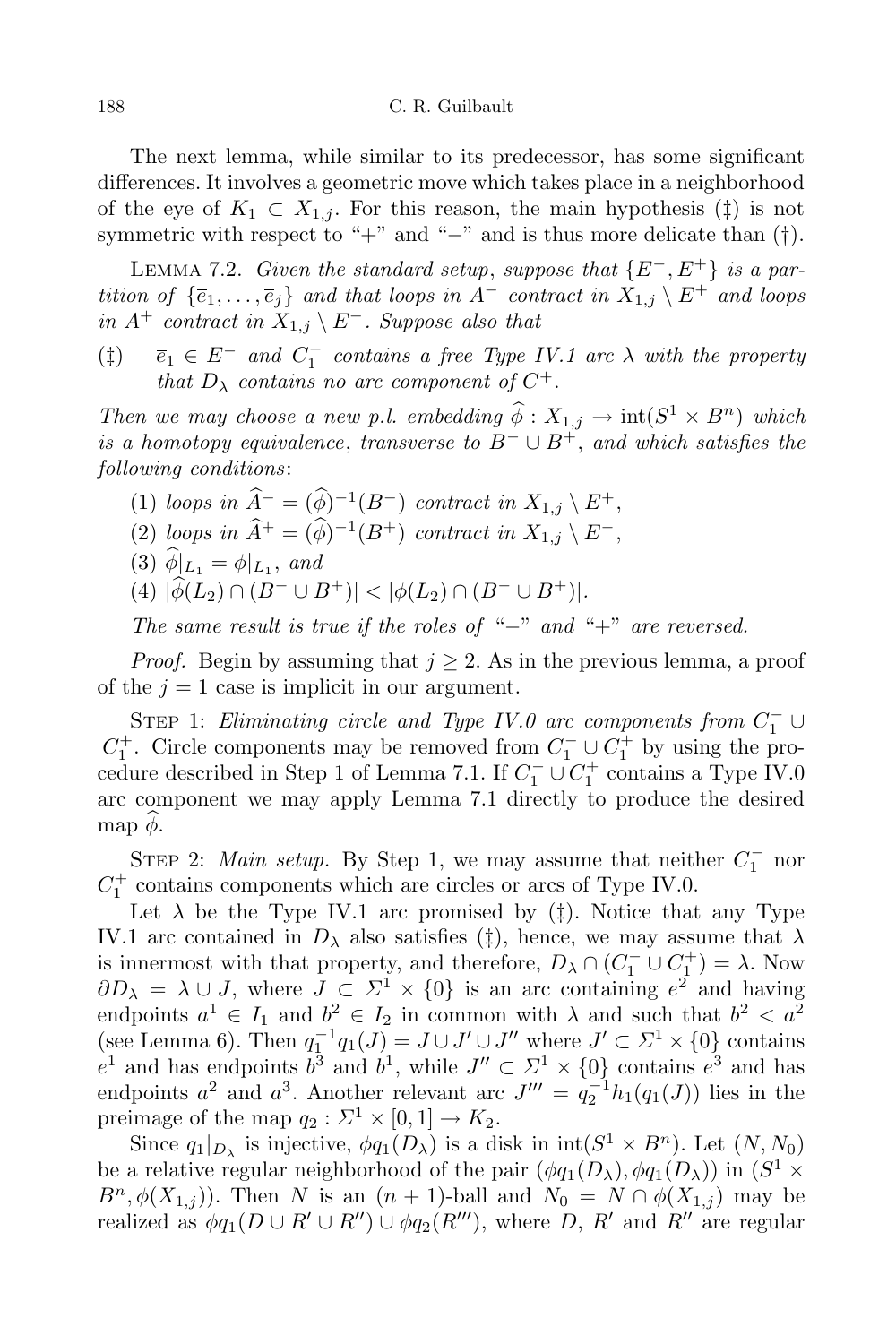The next lemma, while similar to its predecessor, has some significant differences. It involves a geometric move which takes place in a neighborhood of the eye of $K_1 \subset X_{1,j}$. For this reason, the main hypothesis (‡) is not symmetric with respect to "+" and "−" and is thus more delicate than (†).

Lemma 7.2. *Given the standard setup, suppose that $\{E^-, E^+\}$ is a partition of $\{\overline{e}_1, \ldots, \overline{e}_j\}$ and that loops in $A^-$ contract in $X_{1,j} \setminus E^+$ and loops in $A^+$ contract in $X_{1,j} \setminus E^-$. Suppose also that*

(‡) *$\overline{e}_1 \in E^-$ and $C_1^-$ contains a free Type IV.1 arc $\lambda$ with the property that $D_\lambda$ contains no arc component of $C^+$.*

*Then we may choose a new p.l. embedding $\widehat{\phi} : X_{1,j} \to \operatorname{int}(S^1 \times B^n)$ which is a homotopy equivalence, transverse to $B^- \cup B^+$, and which satisfies the following conditions*:

(1) *loops in $\widehat{A}^- = (\widehat{\phi})^{-1}(B^-)$ contract in $X_{1,j} \setminus E^+$,*
(2) *loops in $\widehat{A}^+ = (\widehat{\phi})^{-1}(B^+)$ contract in $X_{1,j} \setminus E^-$,*
(3) *$\widehat{\phi}|_{L_1} = \phi|_{L_1}$, and*
(4) *$|\widehat{\phi}(L_2) \cap (B^- \cup B^+)| < |\phi(L_2) \cap (B^- \cup B^+)|$.*

*The same result is true if the roles of "−" and "+" are reversed.*

*Proof.* Begin by assuming that $j \geq 2$. As in the previous lemma, a proof of the $j = 1$ case is implicit in our argument.

Step 1: *Eliminating circle and Type IV.0 arc components from $C_1^- \cup C_1^+$.* Circle components may be removed from $C_1^- \cup C_1^+$ by using the procedure described in Step 1 of Lemma 7.1. If $C_1^- \cup C_1^+$ contains a Type IV.0 arc component we may apply Lemma 7.1 directly to produce the desired map $\widehat{\phi}$.

Step 2: *Main setup.* By Step 1, we may assume that neither $C_1^-$ nor $C_1^+$ contains components which are circles or arcs of Type IV.0.

Let $\lambda$ be the Type IV.1 arc promised by (‡). Notice that any Type IV.1 arc contained in $D_\lambda$ also satisfies (‡), hence, we may assume that $\lambda$ is innermost with that property, and therefore, $D_\lambda \cap (C_1^- \cup C_1^+) = \lambda$. Now $\partial D_\lambda = \lambda \cup J$, where $J \subset \Sigma^1 \times \{0\}$ is an arc containing $e^2$ and having endpoints $a^1 \in I_1$ and $b^2 \in I_2$ in common with $\lambda$ and such that $b^2 < a^2$ (see Lemma 6). Then $q_1^{-1} q_1(J) = J \cup J' \cup J''$ where $J' \subset \Sigma^1 \times \{0\}$ contains $e^1$ and has endpoints $b^3$ and $b^1$, while $J'' \subset \Sigma^1 \times \{0\}$ contains $e^3$ and has endpoints $a^2$ and $a^3$. Another relevant arc $J''' = q_2^{-1} h_1(q_1(J))$ lies in the preimage of the map $q_2 : \Sigma^1 \times [0, 1] \to K_2$.

Since $q_1|_{D_\lambda}$ is injective, $\phi q_1(D_\lambda)$ is a disk in $\operatorname{int}(S^1 \times B^n)$. Let $(N, N_0)$ be a relative regular neighborhood of the pair $(\phi q_1(D_\lambda), \phi q_1(D_\lambda))$ in $(S^1 \times B^n, \phi(X_{1,j}))$. Then $N$ is an $(n+1)$-ball and $N_0 = N \cap \phi(X_{1,j})$ may be realized as $\phi q_1(D \cup R' \cup R'') \cup \phi q_2(R''')$, where $D$, $R'$ and $R''$ are regular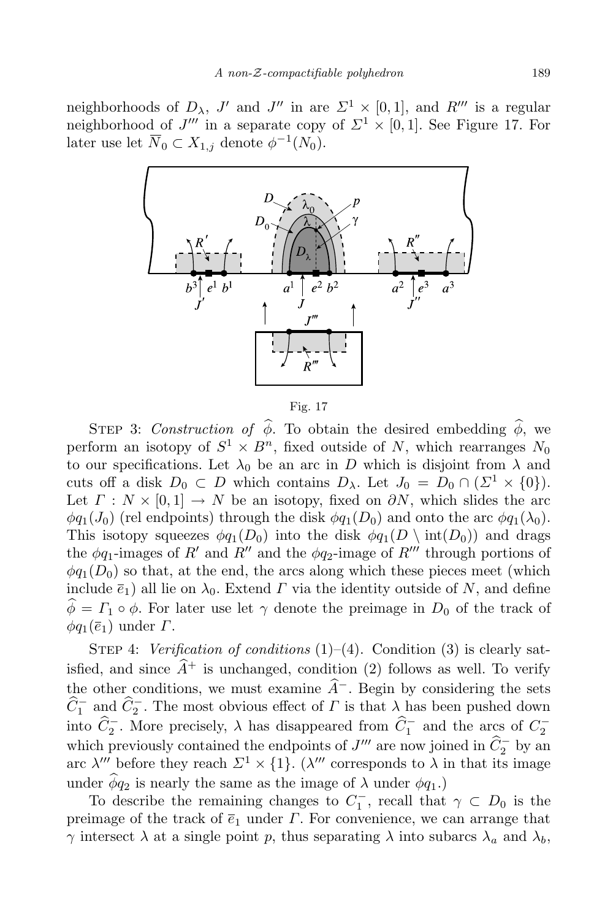neighborhoods of $D_\lambda$, $J'$ and $J''$ in are $\Sigma^1 \times [0,1]$, and $R'''$ is a regular neighborhood of $J'''$ in a separate copy of $\Sigma^1 \times [0,1]$. See Figure 17. For later use let $\overline{N}_0 \subset X_{1,j}$ denote $\phi^{-1}(N_0)$.

Fig. 17

STEP 3: *Construction of* $\widehat{\phi}$. To obtain the desired embedding $\widehat{\phi}$, we perform an isotopy of $S^1 \times B^n$, fixed outside of $N$, which rearranges $N_0$ to our specifications. Let $\lambda_0$ be an arc in $D$ which is disjoint from $\lambda$ and cuts off a disk $D_0 \subset D$ which contains $D_\lambda$. Let $J_0 = D_0 \cap (\Sigma^1 \times \{0\})$. Let $\Gamma : N \times [0,1] \to N$ be an isotopy, fixed on $\partial N$, which slides the arc $\phi q_1(J_0)$ (rel endpoints) through the disk $\phi q_1(D_0)$ and onto the arc $\phi q_1(\lambda_0)$. This isotopy squeezes $\phi q_1(D_0)$ into the disk $\phi q_1(D \setminus \operatorname{int}(D_0))$ and drags the $\phi q_1$-images of $R'$ and $R''$ and the $\phi q_2$-image of $R'''$ through portions of $\phi q_1(D_0)$ so that, at the end, the arcs along which these pieces meet (which include $\overline{e}_1$) all lie on $\lambda_0$. Extend $\Gamma$ via the identity outside of $N$, and define $\widehat{\phi} = \Gamma_1 \circ \phi$. For later use let $\gamma$ denote the preimage in $D_0$ of the track of $\phi q_1(\overline{e}_1)$ under $\Gamma$.

STEP 4: *Verification of conditions* (1)–(4). Condition (3) is clearly satisfied, and since $\widehat{A}^+$ is unchanged, condition (2) follows as well. To verify the other conditions, we must examine $\widehat{A}^-$. Begin by considering the sets $\widehat{C}_1^-$ and $\widehat{C}_2^-$. The most obvious effect of $\Gamma$ is that $\lambda$ has been pushed down into $\widehat{C}_2^-$. More precisely, $\lambda$ has disappeared from $\widehat{C}_1^-$ and the arcs of $C_2^-$ which previously contained the endpoints of $J'''$ are now joined in $\widehat{C}_2^-$ by an arc $\lambda'''$ before they reach $\Sigma^1 \times \{1\}$. ($\lambda'''$ corresponds to $\lambda$ in that its image under $\widehat{\phi} q_2$ is nearly the same as the image of $\lambda$ under $\phi q_1$.)

To describe the remaining changes to $C_1^-$, recall that $\gamma \subset D_0$ is the preimage of the track of $\overline{e}_1$ under $\Gamma$. For convenience, we can arrange that $\gamma$ intersect $\lambda$ at a single point $p$, thus separating $\lambda$ into subarcs $\lambda_a$ and $\lambda_b$,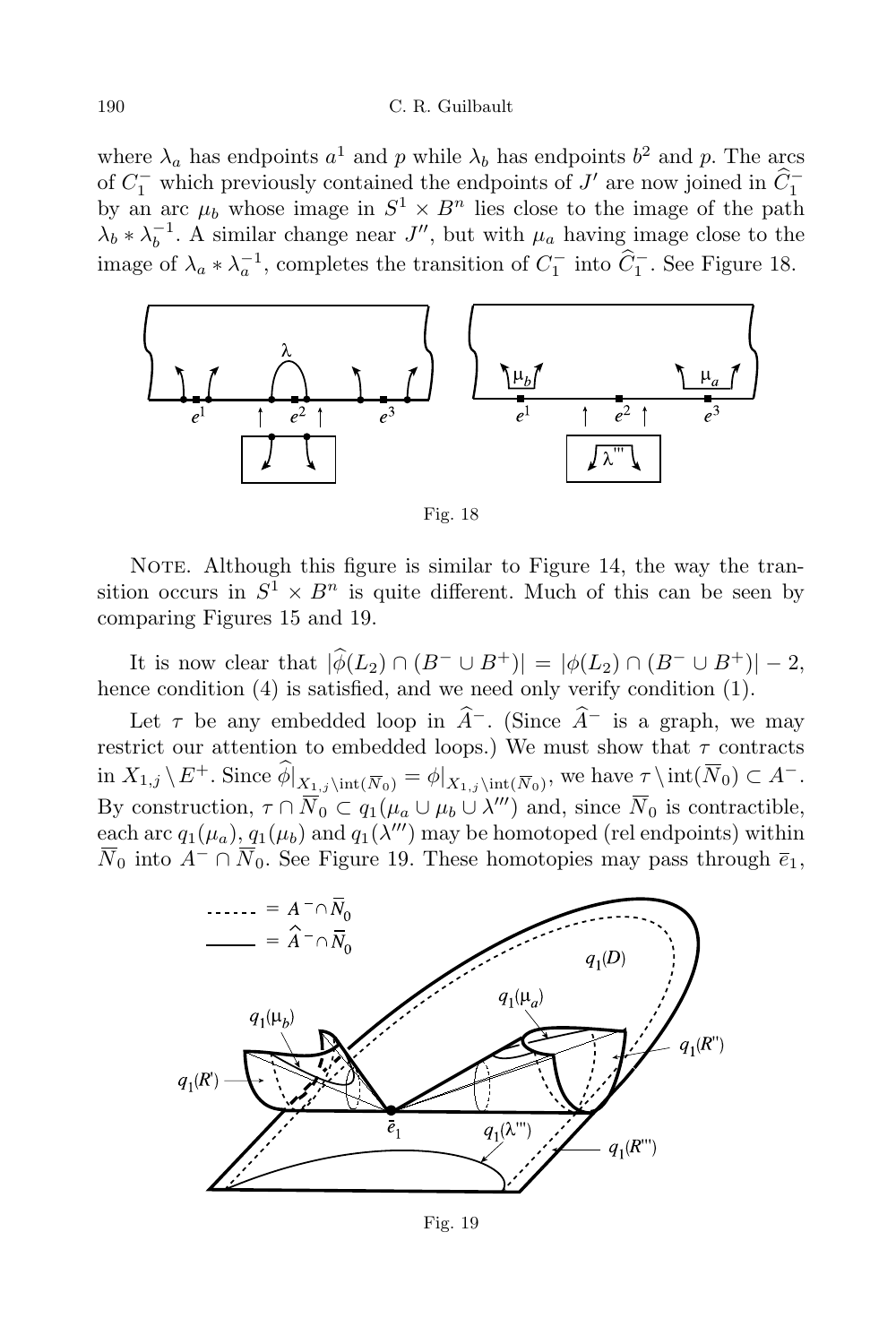where $\lambda_a$ has endpoints $a^1$ and $p$ while $\lambda_b$ has endpoints $b^2$ and $p$. The arcs of $C_1^-$ which previously contained the endpoints of $J'$ are now joined in $\widehat{C}_1^-$ by an arc $\mu_b$ whose image in $S^1 \times B^n$ lies close to the image of the path $\lambda_b * \lambda_b^{-1}$. A similar change near $J''$, but with $\mu_a$ having image close to the image of $\lambda_a * \lambda_a^{-1}$, completes the transition of $C_1^-$ into $\widehat{C}_1^-$. See Figure 18.

Fig. 18

NOTE. Although this figure is similar to Figure 14, the way the transition occurs in $S^1 \times B^n$ is quite different. Much of this can be seen by comparing Figures 15 and 19.

It is now clear that $|\widehat{\phi}(L_2) \cap (B^- \cup B^+)| = |\phi(L_2) \cap (B^- \cup B^+)| - 2$, hence condition (4) is satisfied, and we need only verify condition (1).

Let $\tau$ be any embedded loop in $\widehat{A}^-$. (Since $\widehat{A}^-$ is a graph, we may restrict our attention to embedded loops.) We must show that $\tau$ contracts in $X_{1,j} \setminus E^+$. Since $\widehat{\phi}|_{X_{1,j} \setminus \mathrm{int}(\overline{N}_0)} = \phi|_{X_{1,j} \setminus \mathrm{int}(\overline{N}_0)}$, we have $\tau \setminus \mathrm{int}(\overline{N}_0) \subset A^-$. By construction, $\tau \cap \overline{N}_0 \subset q_1(\mu_a \cup \mu_b \cup \lambda''')$ and, since $\overline{N}_0$ is contractible, each arc $q_1(\mu_a)$, $q_1(\mu_b)$ and $q_1(\lambda''')$ may be homotoped (rel endpoints) within $\overline{N}_0$ into $A^- \cap \overline{N}_0$. See Figure 19. These homotopies may pass through $\overline{e}_1$,

Fig. 19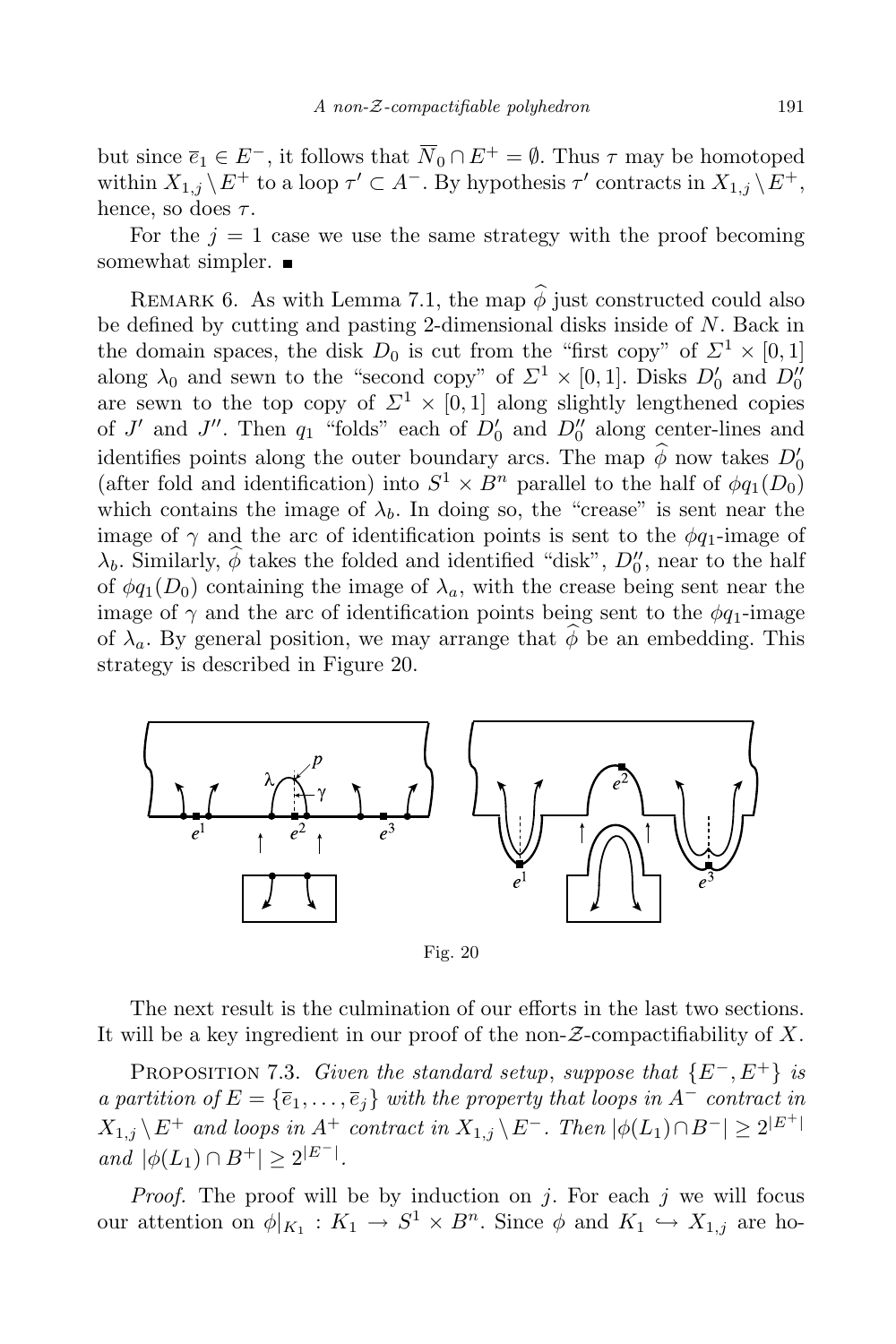but since $\overline{e}_1 \in E^-$, it follows that $\overline{N}_0 \cap E^+ = \emptyset$. Thus $\tau$ may be homotoped within $X_{1,j} \setminus E^+$ to a loop $\tau' \subset A^-$. By hypothesis $\tau'$ contracts in $X_{1,j} \setminus E^+$, hence, so does $\tau$.

For the $j = 1$ case we use the same strategy with the proof becoming somewhat simpler. ∎

REMARK 6. As with Lemma 7.1, the map $\widehat{\phi}$ just constructed could also be defined by cutting and pasting 2-dimensional disks inside of $N$. Back in the domain spaces, the disk $D_0$ is cut from the "first copy" of $\Sigma^1 \times [0,1]$ along $\lambda_0$ and sewn to the "second copy" of $\Sigma^1 \times [0,1]$. Disks $D_0'$ and $D_0''$ are sewn to the top copy of $\Sigma^1 \times [0,1]$ along slightly lengthened copies of $J'$ and $J''$. Then $q_1$ "folds" each of $D_0'$ and $D_0''$ along center-lines and identifies points along the outer boundary arcs. The map $\widehat{\phi}$ now takes $D_0'$ (after fold and identification) into $S^1 \times B^n$ parallel to the half of $\phi q_1(D_0)$ which contains the image of $\lambda_b$. In doing so, the "crease" is sent near the image of $\gamma$ and the arc of identification points is sent to the $\phi q_1$-image of $\lambda_b$. Similarly, $\widehat{\phi}$ takes the folded and identified "disk", $D_0''$, near to the half of $\phi q_1(D_0)$ containing the image of $\lambda_a$, with the crease being sent near the image of $\gamma$ and the arc of identification points being sent to the $\phi q_1$-image of $\lambda_a$. By general position, we may arrange that $\widehat{\phi}$ be an embedding. This strategy is described in Figure 20.

Fig. 20

The next result is the culmination of our efforts in the last two sections. It will be a key ingredient in our proof of the non-$\mathcal{Z}$-compactifiability of $X$.

PROPOSITION 7.3. *Given the standard setup, suppose that* $\{E^-, E^+\}$ *is a partition of* $E = \{\overline{e}_1, \ldots, \overline{e}_j\}$ *with the property that loops in* $A^-$ *contract in* $X_{1,j} \setminus E^+$ *and loops in* $A^+$ *contract in* $X_{1,j} \setminus E^-$. *Then* $|\phi(L_1) \cap B^-| \geq 2^{|E^+|}$ *and* $|\phi(L_1) \cap B^+| \geq 2^{|E^-|}$.

*Proof.* The proof will be by induction on $j$. For each $j$ we will focus our attention on $\phi|_{K_1} : K_1 \to S^1 \times B^n$. Since $\phi$ and $K_1 \hookrightarrow X_{1,j}$ are ho-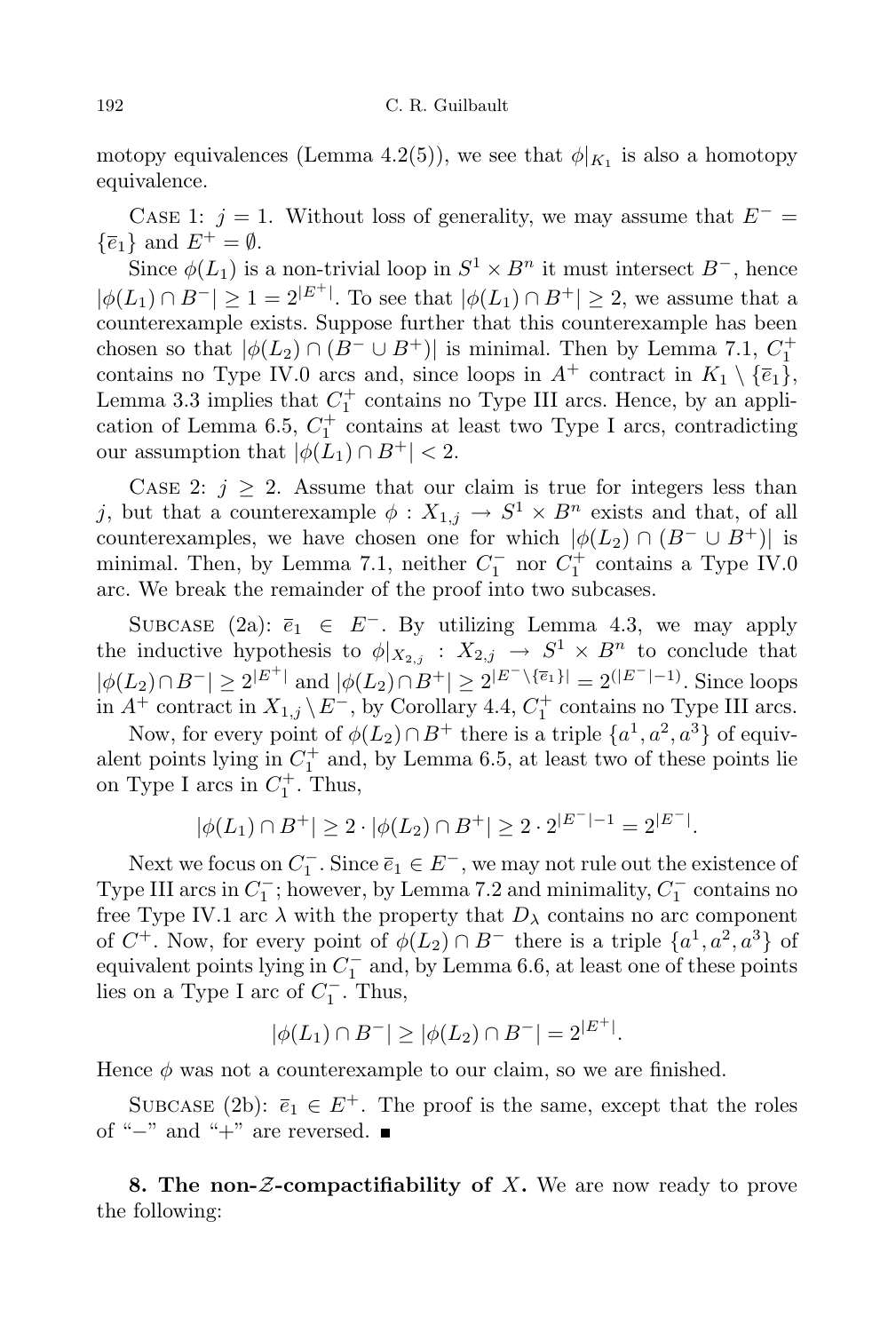motopy equivalences (Lemma 4.2(5)), we see that $\phi|_{K_1}$ is also a homotopy equivalence.

Case 1: $j = 1$. Without loss of generality, we may assume that $E^- = \{\overline{e}_1\}$ and $E^+ = \emptyset$.

Since $\phi(L_1)$ is a non-trivial loop in $S^1 \times B^n$ it must intersect $B^-$, hence $|\phi(L_1) \cap B^-| \geq 1 = 2^{|E^+|}$. To see that $|\phi(L_1) \cap B^+| \geq 2$, we assume that a counterexample exists. Suppose further that this counterexample has been chosen so that $|\phi(L_2) \cap (B^- \cup B^+)|$ is minimal. Then by Lemma 7.1, $C_1^+$ contains no Type IV.0 arcs and, since loops in $A^+$ contract in $K_1 \setminus \{\overline{e}_1\}$, Lemma 3.3 implies that $C_1^+$ contains no Type III arcs. Hence, by an application of Lemma 6.5, $C_1^+$ contains at least two Type I arcs, contradicting our assumption that $|\phi(L_1) \cap B^+| < 2$.

Case 2: $j \geq 2$. Assume that our claim is true for integers less than $j$, but that a counterexample $\phi : X_{1,j} \to S^1 \times B^n$ exists and that, of all counterexamples, we have chosen one for which $|\phi(L_2) \cap (B^- \cup B^+)|$ is minimal. Then, by Lemma 7.1, neither $C_1^-$ nor $C_1^+$ contains a Type IV.0 arc. We break the remainder of the proof into two subcases.

Subcase (2a): $\overline{e}_1 \in E^-$. By utilizing Lemma 4.3, we may apply the inductive hypothesis to $\phi|_{X_{2,j}} : X_{2,j} \to S^1 \times B^n$ to conclude that $|\phi(L_2) \cap B^-| \geq 2^{|E^+|}$ and $|\phi(L_2) \cap B^+| \geq 2^{|E^- \setminus \{\overline{e}_1\}|} = 2^{(|E^-|-1)}$. Since loops in $A^+$ contract in $X_{1,j} \setminus E^-$, by Corollary 4.4, $C_1^+$ contains no Type III arcs.

Now, for every point of $\phi(L_2) \cap B^+$ there is a triple $\{a^1, a^2, a^3\}$ of equivalent points lying in $C_1^+$ and, by Lemma 6.5, at least two of these points lie on Type I arcs in $C_1^+$. Thus,

$$|\phi(L_1) \cap B^+| \geq 2 \cdot |\phi(L_2) \cap B^+| \geq 2 \cdot 2^{|E^-|-1} = 2^{|E^-|}.$$

Next we focus on $C_1^-$. Since $\overline{e}_1 \in E^-$, we may not rule out the existence of Type III arcs in $C_1^-$; however, by Lemma 7.2 and minimality, $C_1^-$ contains no free Type IV.1 arc $\lambda$ with the property that $D_\lambda$ contains no arc component of $C^+$. Now, for every point of $\phi(L_2) \cap B^-$ there is a triple $\{a^1, a^2, a^3\}$ of equivalent points lying in $C_1^-$ and, by Lemma 6.6, at least one of these points lies on a Type I arc of $C_1^-$. Thus,

$$|\phi(L_1) \cap B^-| \geq |\phi(L_2) \cap B^-| = 2^{|E^+|}.$$

Hence $\phi$ was not a counterexample to our claim, so we are finished.

Subcase (2b): $\overline{e}_1 \in E^+$. The proof is the same, except that the roles of "$-$" and "$+$" are reversed. ∎

**8. The non-$\mathcal{Z}$-compactifiability of $X$.** We are now ready to prove the following: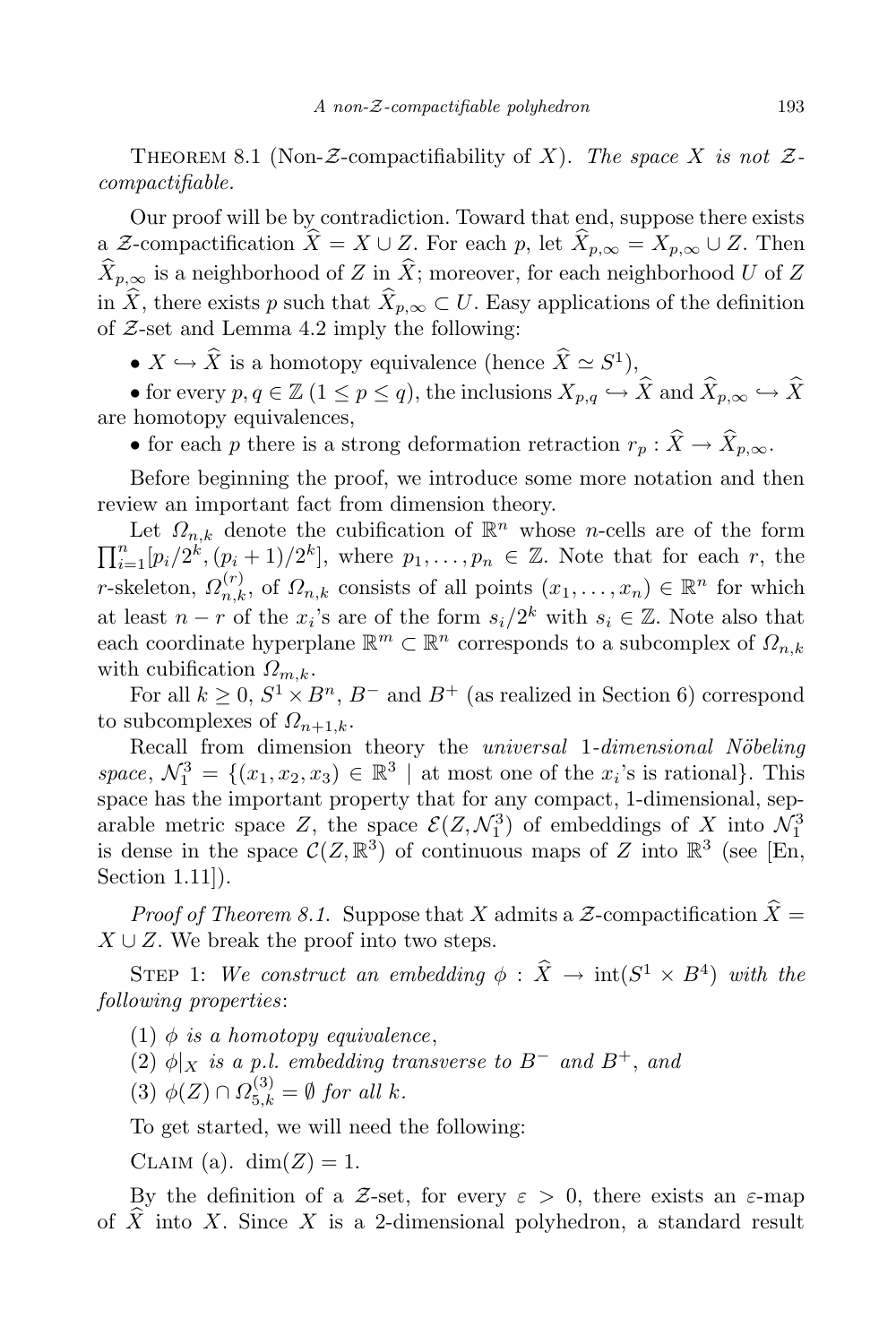THEOREM 8.1 (Non-$\mathcal{Z}$-compactifiability of $X$). *The space $X$ is not $\mathcal{Z}$-compactifiable.*

Our proof will be by contradiction. Toward that end, suppose there exists a $\mathcal{Z}$-compactification $\widehat{X} = X \cup Z$. For each $p$, let $\widehat{X}_{p,\infty} = X_{p,\infty} \cup Z$. Then $\widehat{X}_{p,\infty}$ is a neighborhood of $Z$ in $\widehat{X}$; moreover, for each neighborhood $U$ of $Z$ in $\widehat{X}$, there exists $p$ such that $\widehat{X}_{p,\infty} \subset U$. Easy applications of the definition of $\mathcal{Z}$-set and Lemma 4.2 imply the following:

- $X \hookrightarrow \widehat{X}$ is a homotopy equivalence (hence $\widehat{X} \simeq S^1$),
- for every $p, q \in \mathbb{Z}$ $(1 \le p \le q)$, the inclusions $X_{p,q} \hookrightarrow \widehat{X}$ and $\widehat{X}_{p,\infty} \hookrightarrow \widehat{X}$ are homotopy equivalences,
- for each $p$ there is a strong deformation retraction $r_p : \widehat{X} \to \widehat{X}_{p,\infty}$.

Before beginning the proof, we introduce some more notation and then review an important fact from dimension theory.

Let $\Omega_{n,k}$ denote the cubification of $\mathbb{R}^n$ whose $n$-cells are of the form $\prod_{i=1}^n [p_i/2^k, (p_i+1)/2^k]$, where $p_1, \dots, p_n \in \mathbb{Z}$. Note that for each $r$, the $r$-skeleton, $\Omega_{n,k}^{(r)}$, of $\Omega_{n,k}$ consists of all points $(x_1, \dots, x_n) \in \mathbb{R}^n$ for which at least $n-r$ of the $x_i$'s are of the form $s_i/2^k$ with $s_i \in \mathbb{Z}$. Note also that each coordinate hyperplane $\mathbb{R}^m \subset \mathbb{R}^n$ corresponds to a subcomplex of $\Omega_{n,k}$ with cubification $\Omega_{m,k}$.

For all $k \ge 0$, $S^1 \times B^n$, $B^-$ and $B^+$ (as realized in Section 6) correspond to subcomplexes of $\Omega_{n+1,k}$.

Recall from dimension theory the *universal* 1-*dimensional Nöbeling space*, $\mathcal{N}_1^3 = \{(x_1, x_2, x_3) \in \mathbb{R}^3 \mid \text{at most one of the } x_i\text{'s is rational}\}$. This space has the important property that for any compact, 1-dimensional, separable metric space $Z$, the space $\mathcal{E}(Z, \mathcal{N}_1^3)$ of embeddings of $X$ into $\mathcal{N}_1^3$ is dense in the space $\mathcal{C}(Z, \mathbb{R}^3)$ of continuous maps of $Z$ into $\mathbb{R}^3$ (see [En, Section 1.11]).

*Proof of Theorem 8.1.* Suppose that $X$ admits a $\mathcal{Z}$-compactification $\widehat{X} = X \cup Z$. We break the proof into two steps.

STEP 1: *We construct an embedding $\phi : \widehat{X} \to \operatorname{int}(S^1 \times B^4)$ with the following properties*:

(1) *$\phi$ is a homotopy equivalence*,

(2) *$\phi|_X$ is a p.l. embedding transverse to $B^-$ and $B^+$, and*

(3) *$\phi(Z) \cap \Omega_{5,k}^{(3)} = \emptyset$ for all $k$.*

To get started, we will need the following:

CLAIM (a). $\dim(Z) = 1$.

By the definition of a $\mathcal{Z}$-set, for every $\varepsilon > 0$, there exists an $\varepsilon$-map of $\widehat{X}$ into $X$. Since $X$ is a 2-dimensional polyhedron, a standard result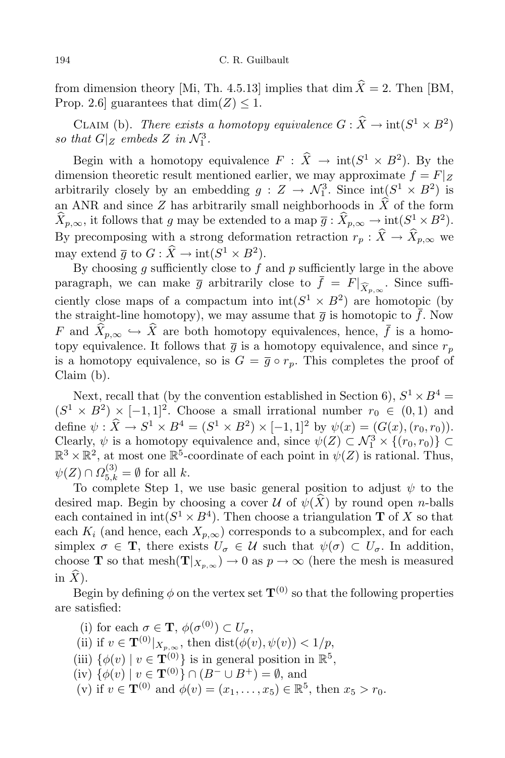from dimension theory [Mi, Th. 4.5.13] implies that $\dim \widehat{X} = 2$. Then [BM, Prop. 2.6] guarantees that $\dim(Z) \leq 1$.

Claim (b). *There exists a homotopy equivalence $G : \widehat{X} \to \operatorname{int}(S^1 \times B^2)$ so that $G|_Z$ embeds $Z$ in $\mathcal{N}_1^3$.*

Begin with a homotopy equivalence $F : \widehat{X} \to \operatorname{int}(S^1 \times B^2)$. By the dimension theoretic result mentioned earlier, we may approximate $f = F|_Z$ arbitrarily closely by an embedding $g : Z \to \mathcal{N}_1^3$. Since $\operatorname{int}(S^1 \times B^2)$ is an ANR and since $Z$ has arbitrarily small neighborhoods in $\widehat{X}$ of the form $\widehat{X}_{p,\infty}$, it follows that $g$ may be extended to a map $\overline{g} : \widehat{X}_{p,\infty} \to \operatorname{int}(S^1 \times B^2)$. By precomposing with a strong deformation retraction $r_p : \widehat{X} \to \widehat{X}_{p,\infty}$ we may extend $\overline{g}$ to $G : \widehat{X} \to \operatorname{int}(S^1 \times B^2)$.

By choosing $g$ sufficiently close to $f$ and $p$ sufficiently large in the above paragraph, we can make $\overline{g}$ arbitrarily close to $\overline{f} = F|_{\widehat{X}_{p,\infty}}$. Since sufficiently close maps of a compactum into $\operatorname{int}(S^1 \times B^2)$ are homotopic (by the straight-line homotopy), we may assume that $\overline{g}$ is homotopic to $\overline{f}$. Now $F$ and $\widehat{X}_{p,\infty} \hookrightarrow \widehat{X}$ are both homotopy equivalences, hence, $\overline{f}$ is a homotopy equivalence. It follows that $\overline{g}$ is a homotopy equivalence, and since $r_p$ is a homotopy equivalence, so is $G = \overline{g} \circ r_p$. This completes the proof of Claim (b).

Next, recall that (by the convention established in Section 6), $S^1 \times B^4 = (S^1 \times B^2) \times [-1,1]^2$. Choose a small irrational number $r_0 \in (0,1)$ and define $\psi : \widehat{X} \to S^1 \times B^4 = (S^1 \times B^2) \times [-1,1]^2$ by $\psi(x) = (G(x), (r_0, r_0))$. Clearly, $\psi$ is a homotopy equivalence and, since $\psi(Z) \subset \mathcal{N}_1^3 \times \{(r_0, r_0)\} \subset \mathbb{R}^3 \times \mathbb{R}^2$, at most one $\mathbb{R}^5$-coordinate of each point in $\psi(Z)$ is rational. Thus, $\psi(Z) \cap \Omega_{5,k}^{(3)} = \emptyset$ for all $k$.

To complete Step 1, we use basic general position to adjust $\psi$ to the desired map. Begin by choosing a cover $\mathcal{U}$ of $\psi(\widehat{X})$ by round open $n$-balls each contained in $\operatorname{int}(S^1 \times B^4)$. Then choose a triangulation $\mathbf{T}$ of $X$ so that each $K_i$ (and hence, each $X_{p,\infty}$) corresponds to a subcomplex, and for each simplex $\sigma \in \mathbf{T}$, there exists $U_\sigma \in \mathcal{U}$ such that $\psi(\sigma) \subset U_\sigma$. In addition, choose $\mathbf{T}$ so that $\operatorname{mesh}(\mathbf{T}|_{X_{p,\infty}}) \to 0$ as $p \to \infty$ (here the mesh is measured in $\widehat{X}$).

Begin by defining $\phi$ on the vertex set $\mathbf{T}^{(0)}$ so that the following properties are satisfied:

(i) for each $\sigma \in \mathbf{T}$, $\phi(\sigma^{(0)}) \subset U_\sigma$,
(ii) if $v \in \mathbf{T}^{(0)}|_{X_{p,\infty}}$, then $\operatorname{dist}(\phi(v), \psi(v)) < 1/p$,
(iii) $\{\phi(v) \mid v \in \mathbf{T}^{(0)}\}$ is in general position in $\mathbb{R}^5$,
(iv) $\{\phi(v) \mid v \in \mathbf{T}^{(0)}\} \cap (B^- \cup B^+) = \emptyset$, and
(v) if $v \in \mathbf{T}^{(0)}$ and $\phi(v) = (x_1, \ldots, x_5) \in \mathbb{R}^5$, then $x_5 > r_0$.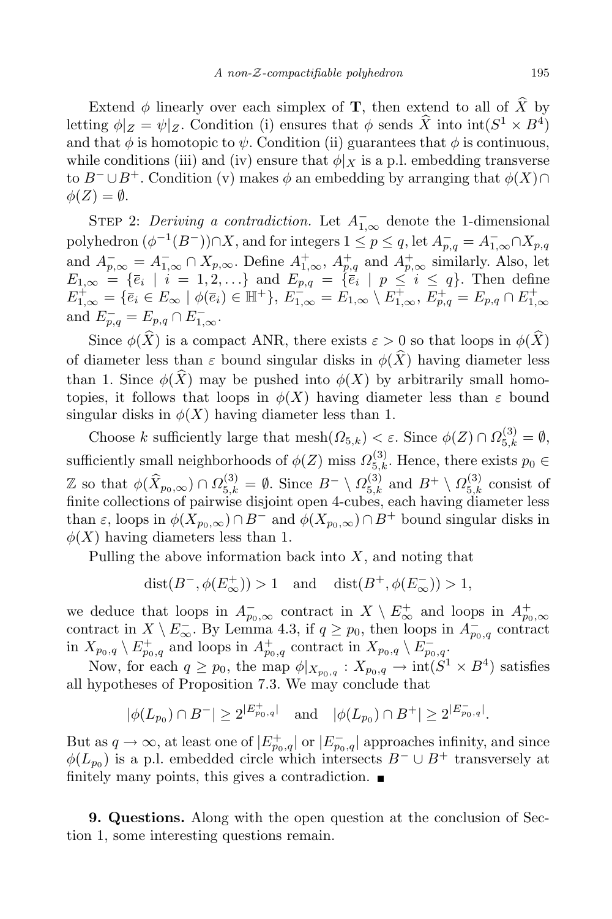Extend $\phi$ linearly over each simplex of $\mathbf{T}$, then extend to all of $\widehat{X}$ by letting $\phi|_Z = \psi|_Z$. Condition (i) ensures that $\phi$ sends $\widehat{X}$ into $\mathrm{int}(S^1 \times B^4)$ and that $\phi$ is homotopic to $\psi$. Condition (ii) guarantees that $\phi$ is continuous, while conditions (iii) and (iv) ensure that $\phi|_X$ is a p.l. embedding transverse to $B^- \cup B^+$. Condition (v) makes $\phi$ an embedding by arranging that $\phi(X) \cap \phi(Z) = \emptyset$.

STEP 2: *Deriving a contradiction.* Let $A^-_{1,\infty}$ denote the 1-dimensional polyhedron $(\phi^{-1}(B^-)) \cap X$, and for integers $1 \le p \le q$, let $A^-_{p,q} = A^-_{1,\infty} \cap X_{p,q}$ and $A^-_{p,\infty} = A^-_{1,\infty} \cap X_{p,\infty}$. Define $A^+_{1,\infty}$, $A^+_{p,q}$ and $A^+_{p,\infty}$ similarly. Also, let $E_{1,\infty} = \{\overline{e}_i \mid i = 1, 2, \ldots\}$ and $E_{p,q} = \{\overline{e}_i \mid p \le i \le q\}$. Then define $E^+_{1,\infty} = \{\overline{e}_i \in E_\infty \mid \phi(\overline{e}_i) \in \mathbb{H}^+\}$, $E^-_{1,\infty} = E_{1,\infty} \setminus E^+_{1,\infty}$, $E^+_{p,q} = E_{p,q} \cap E^+_{1,\infty}$ and $E^-_{p,q} = E_{p,q} \cap E^-_{1,\infty}$.

Since $\phi(\widehat{X})$ is a compact ANR, there exists $\varepsilon > 0$ so that loops in $\phi(\widehat{X})$ of diameter less than $\varepsilon$ bound singular disks in $\phi(\widehat{X})$ having diameter less than 1. Since $\phi(\widehat{X})$ may be pushed into $\phi(X)$ by arbitrarily small homotopies, it follows that loops in $\phi(X)$ having diameter less than $\varepsilon$ bound singular disks in $\phi(X)$ having diameter less than 1.

Choose $k$ sufficiently large that $\mathrm{mesh}(\Omega_{5,k}) < \varepsilon$. Since $\phi(Z) \cap \Omega^{(3)}_{5,k} = \emptyset$, sufficiently small neighborhoods of $\phi(Z)$ miss $\Omega^{(3)}_{5,k}$. Hence, there exists $p_0 \in \mathbb{Z}$ so that $\phi(\widehat{X}_{p_0,\infty}) \cap \Omega^{(3)}_{5,k} = \emptyset$. Since $B^- \setminus \Omega^{(3)}_{5,k}$ and $B^+ \setminus \Omega^{(3)}_{5,k}$ consist of finite collections of pairwise disjoint open 4-cubes, each having diameter less than $\varepsilon$, loops in $\phi(X_{p_0,\infty}) \cap B^-$ and $\phi(X_{p_0,\infty}) \cap B^+$ bound singular disks in $\phi(X)$ having diameters less than 1.

Pulling the above information back into $X$, and noting that

$$\mathrm{dist}(B^-, \phi(E^+_\infty)) > 1 \quad \text{and} \quad \mathrm{dist}(B^+, \phi(E^-_\infty)) > 1,$$

we deduce that loops in $A^-_{p_0,\infty}$ contract in $X \setminus E^+_\infty$ and loops in $A^+_{p_0,\infty}$ contract in $X \setminus E^-_\infty$. By Lemma 4.3, if $q \ge p_0$, then loops in $A^-_{p_0,q}$ contract in $X_{p_0,q} \setminus E^+_{p_0,q}$ and loops in $A^+_{p_0,q}$ contract in $X_{p_0,q} \setminus E^-_{p_0,q}$.

Now, for each $q \ge p_0$, the map $\phi|_{X_{p_0,q}} : X_{p_0,q} \to \mathrm{int}(S^1 \times B^4)$ satisfies all hypotheses of Proposition 7.3. We may conclude that

$$|\phi(L_{p_0}) \cap B^-| \ge 2^{|E^+_{p_0,q}|} \quad \text{and} \quad |\phi(L_{p_0}) \cap B^+| \ge 2^{|E^-_{p_0,q}|}.$$

But as $q \to \infty$, at least one of $|E^+_{p_0,q}|$ or $|E^-_{p_0,q}|$ approaches infinity, and since $\phi(L_{p_0})$ is a p.l. embedded circle which intersects $B^- \cup B^+$ transversely at finitely many points, this gives a contradiction. ∎

**9. Questions.** Along with the open question at the conclusion of Section 1, some interesting questions remain.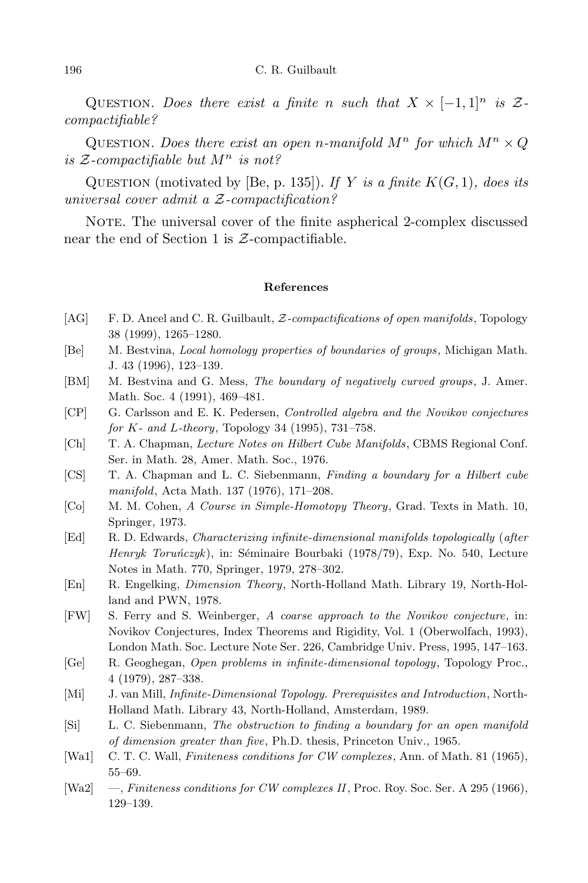Question. *Does there exist a finite $n$ such that $X \times [-1,1]^n$ is $\mathcal{Z}$-compactifiable?*

Question. *Does there exist an open $n$-manifold $M^n$ for which $M^n \times Q$ is $\mathcal{Z}$-compactifiable but $M^n$ is not?*

Question (motivated by [Be, p. 135]). *If $Y$ is a finite $K(G,1)$, does its universal cover admit a $\mathcal{Z}$-compactification?*

Note. The universal cover of the finite aspherical 2-complex discussed near the end of Section 1 is $\mathcal{Z}$-compactifiable.

## References

- [AG] F. D. Ancel and C. R. Guilbault, *$\mathcal{Z}$-compactifications of open manifolds*, Topology 38 (1999), 1265–1280.
- [Be] M. Bestvina, *Local homology properties of boundaries of groups*, Michigan Math. J. 43 (1996), 123–139.
- [BM] M. Bestvina and G. Mess, *The boundary of negatively curved groups*, J. Amer. Math. Soc. 4 (1991), 469–481.
- [CP] G. Carlsson and E. K. Pedersen, *Controlled algebra and the Novikov conjectures for K- and L-theory*, Topology 34 (1995), 731–758.
- [Ch] T. A. Chapman, *Lecture Notes on Hilbert Cube Manifolds*, CBMS Regional Conf. Ser. in Math. 28, Amer. Math. Soc., 1976.
- [CS] T. A. Chapman and L. C. Siebenmann, *Finding a boundary for a Hilbert cube manifold*, Acta Math. 137 (1976), 171–208.
- [Co] M. M. Cohen, *A Course in Simple-Homotopy Theory*, Grad. Texts in Math. 10, Springer, 1973.
- [Ed] R. D. Edwards, *Characterizing infinite-dimensional manifolds topologically* (*after Henryk Toruńczyk*), in: Séminaire Bourbaki (1978/79), Exp. No. 540, Lecture Notes in Math. 770, Springer, 1979, 278–302.
- [En] R. Engelking, *Dimension Theory*, North-Holland Math. Library 19, North-Holland and PWN, 1978.
- [FW] S. Ferry and S. Weinberger, *A coarse approach to the Novikov conjecture*, in: Novikov Conjectures, Index Theorems and Rigidity, Vol. 1 (Oberwolfach, 1993), London Math. Soc. Lecture Note Ser. 226, Cambridge Univ. Press, 1995, 147–163.
- [Ge] R. Geoghegan, *Open problems in infinite-dimensional topology*, Topology Proc., 4 (1979), 287–338.
- [Mi] J. van Mill, *Infinite-Dimensional Topology. Prerequisites and Introduction*, North-Holland Math. Library 43, North-Holland, Amsterdam, 1989.
- [Si] L. C. Siebenmann, *The obstruction to finding a boundary for an open manifold of dimension greater than five*, Ph.D. thesis, Princeton Univ., 1965.
- [Wa1] C. T. C. Wall, *Finiteness conditions for CW complexes*, Ann. of Math. 81 (1965), 55–69.
- [Wa2] —, *Finiteness conditions for CW complexes II*, Proc. Roy. Soc. Ser. A 295 (1966), 129–139.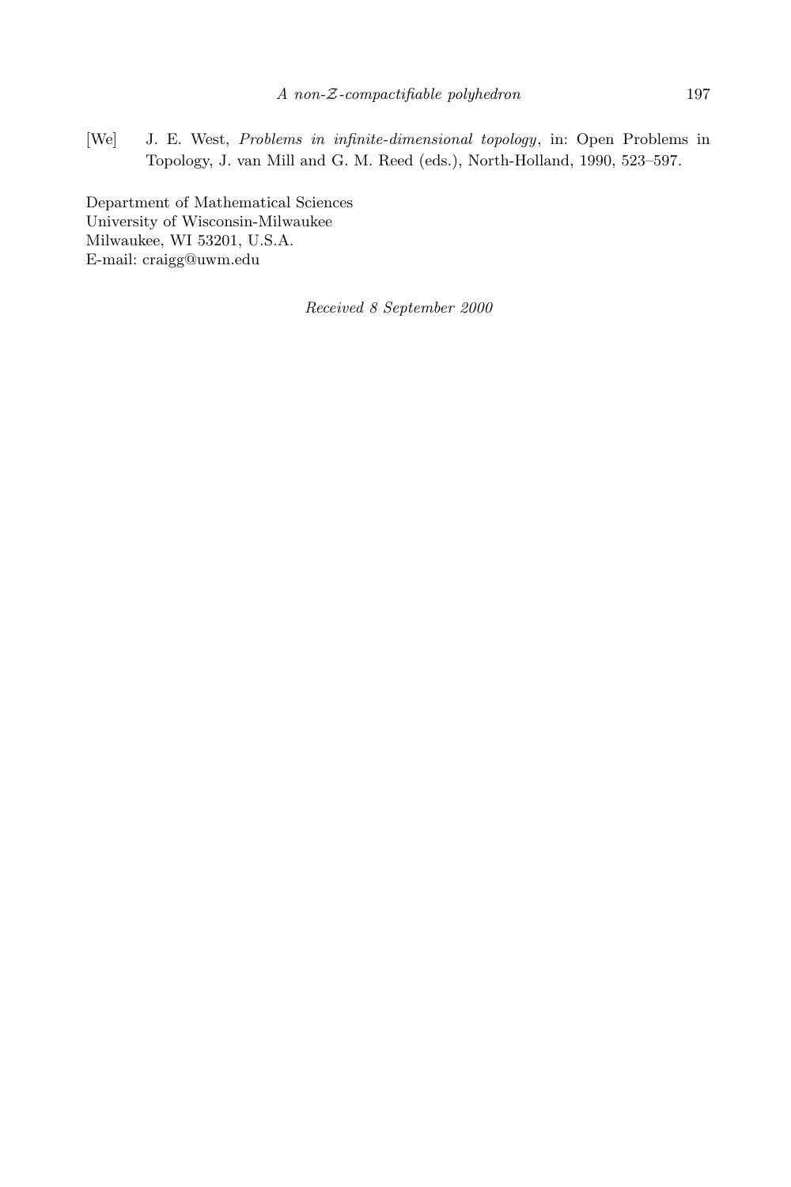[We] J. E. West, *Problems in infinite-dimensional topology*, in: Open Problems in Topology, J. van Mill and G. M. Reed (eds.), North-Holland, 1990, 523–597.

Department of Mathematical Sciences
University of Wisconsin-Milwaukee
Milwaukee, WI 53201, U.S.A.
E-mail: craigg@uwm.edu

*Received 8 September 2000*